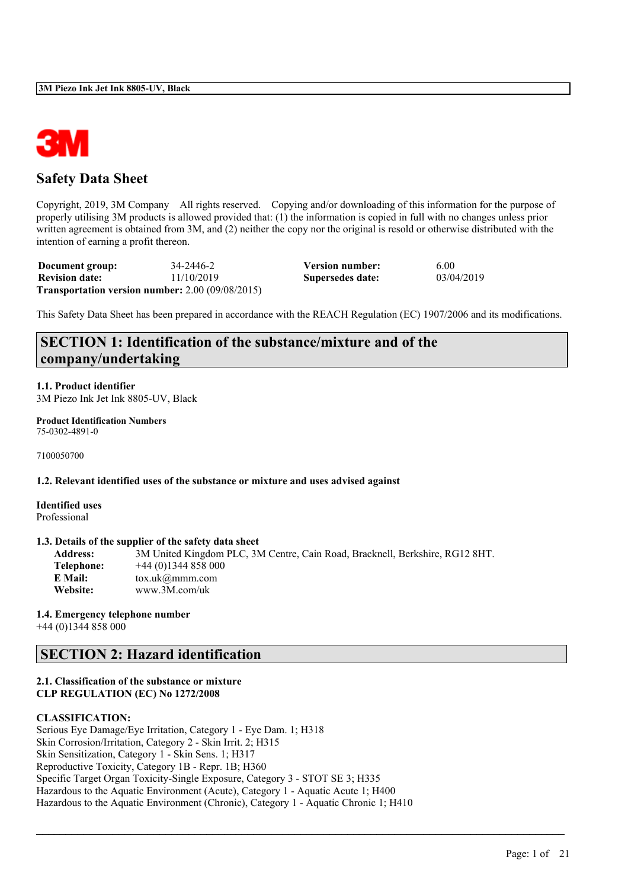# Safety Data Sheet

Copyright, 2019, 3M Company All rights reserved. Copying and/or downloading of this information for the purpose of properly utilising 3M products is allowed provided that: (1) the information is copied in full with no changes unless prior written agreement is obtained from 3M, and (2) neither the copy nor the original is resold or otherwise distributed with the intention of earning a profit thereon.

| | | | |
|---|---|---|---|
| **Document group:** | 34-2446-2 | **Version number:** | 6.00 |
| **Revision date:** | 11/10/2019 | **Supersedes date:** | 03/04/2019 |

**Transportation version number:** 2.00 (09/08/2015)

This Safety Data Sheet has been prepared in accordance with the REACH Regulation (EC) 1907/2006 and its modifications.

## SECTION 1: Identification of the substance/mixture and of the company/undertaking

**1.1. Product identifier**

3M Piezo Ink Jet Ink 8805-UV, Black

**Product Identification Numbers**

75-0302-4891-0

7100050700

**1.2. Relevant identified uses of the substance or mixture and uses advised against**

**Identified uses**

Professional

**1.3. Details of the supplier of the safety data sheet**

**Address:** 3M United Kingdom PLC, 3M Centre, Cain Road, Bracknell, Berkshire, RG12 8HT.
**Telephone:** +44 (0)1344 858 000
**E Mail:** tox.uk@mmm.com
**Website:** www.3M.com/uk

**1.4. Emergency telephone number**

+44 (0)1344 858 000

## SECTION 2: Hazard identification

**2.1. Classification of the substance or mixture**
**CLP REGULATION (EC) No 1272/2008**

**CLASSIFICATION:**

Serious Eye Damage/Eye Irritation, Category 1 - Eye Dam. 1; H318
Skin Corrosion/Irritation, Category 2 - Skin Irrit. 2; H315
Skin Sensitization, Category 1 - Skin Sens. 1; H317
Reproductive Toxicity, Category 1B - Repr. 1B; H360
Specific Target Organ Toxicity-Single Exposure, Category 3 - STOT SE 3; H335
Hazardous to the Aquatic Environment (Acute), Category 1 - Aquatic Acute 1; H400
Hazardous to the Aquatic Environment (Chronic), Category 1 - Aquatic Chronic 1; H410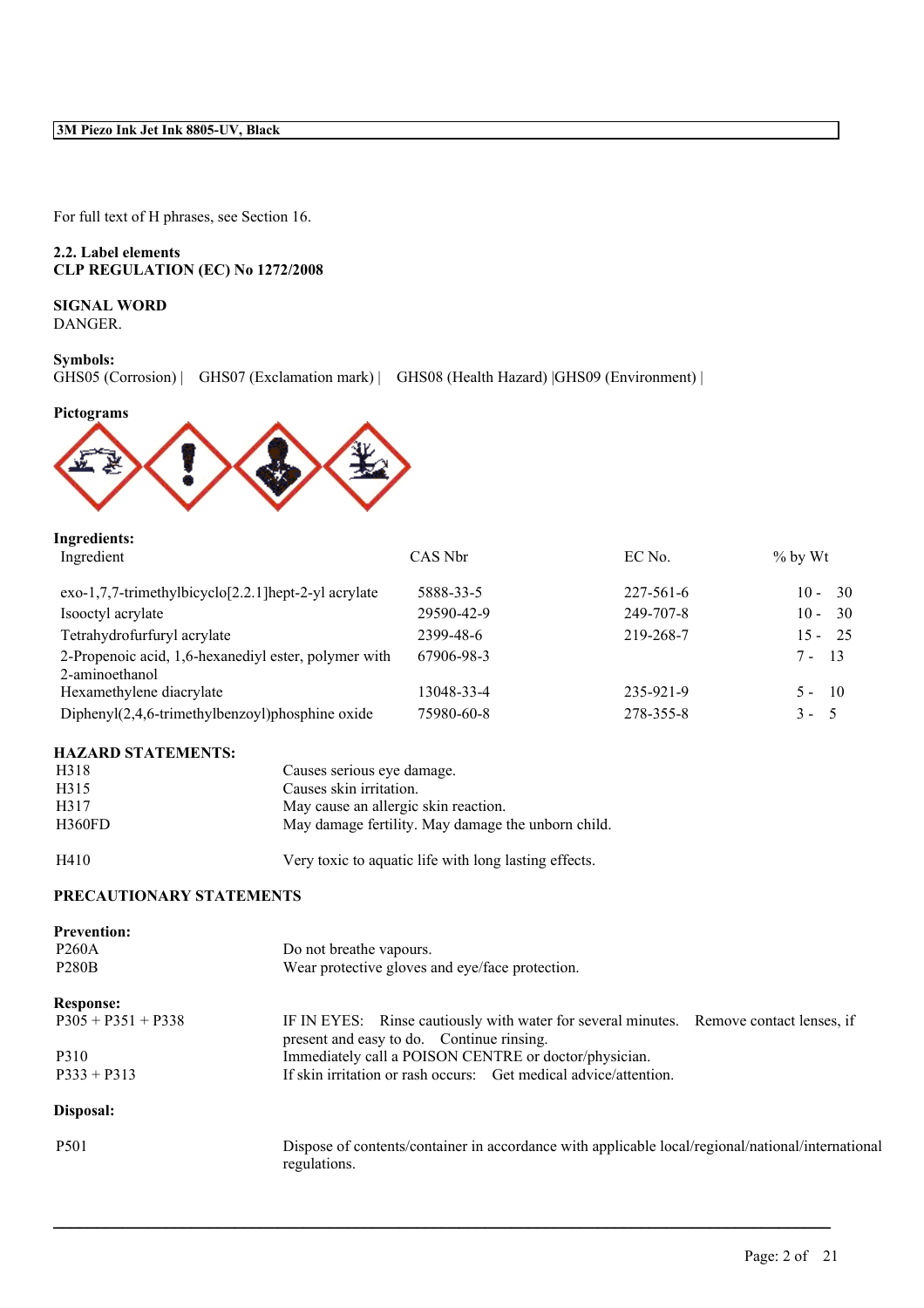For full text of H phrases, see Section 16.

## 2.2. Label elements
**CLP REGULATION (EC) No 1272/2008**

**SIGNAL WORD**
DANGER.

**Symbols:**
GHS05 (Corrosion) | GHS07 (Exclamation mark) | GHS08 (Health Hazard) |GHS09 (Environment) |

**Pictograms**

**Ingredients:**

| Ingredient | CAS Nbr | EC No. | % by Wt |
|---|---|---|---|
| exo-1,7,7-trimethylbicyclo[2.2.1]hept-2-yl acrylate | 5888-33-5 | 227-561-6 | 10 - 30 |
| Isooctyl acrylate | 29590-42-9 | 249-707-8 | 10 - 30 |
| Tetrahydrofurfuryl acrylate | 2399-48-6 | 219-268-7 | 15 - 25 |
| 2-Propenoic acid, 1,6-hexanediyl ester, polymer with 2-aminoethanol | 67906-98-3 | | 7 - 13 |
| Hexamethylene diacrylate | 13048-33-4 | 235-921-9 | 5 - 10 |
| Diphenyl(2,4,6-trimethylbenzoyl)phosphine oxide | 75980-60-8 | 278-355-8 | 3 - 5 |

**HAZARD STATEMENTS:**

| | |
|---|---|
| H318 | Causes serious eye damage. |
| H315 | Causes skin irritation. |
| H317 | May cause an allergic skin reaction. |
| H360FD | May damage fertility. May damage the unborn child. |
| H410 | Very toxic to aquatic life with long lasting effects. |

**PRECAUTIONARY STATEMENTS**

**Prevention:**

| | |
|---|---|
| P260A | Do not breathe vapours. |
| P280B | Wear protective gloves and eye/face protection. |

**Response:**

| | |
|---|---|
| P305 + P351 + P338 | IF IN EYES: Rinse cautiously with water for several minutes. Remove contact lenses, if present and easy to do. Continue rinsing. |
| P310 | Immediately call a POISON CENTRE or doctor/physician. |
| P333 + P313 | If skin irritation or rash occurs: Get medical advice/attention. |

**Disposal:**

| | |
|---|---|
| P501 | Dispose of contents/container in accordance with applicable local/regional/national/international regulations. |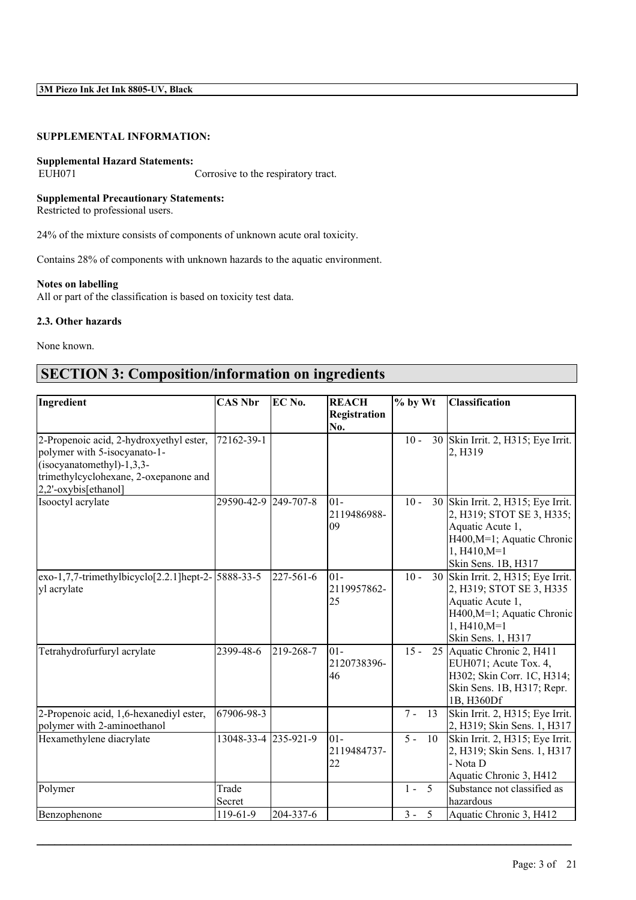**SUPPLEMENTAL INFORMATION:**

**Supplemental Hazard Statements:**

EUH071 Corrosive to the respiratory tract.

**Supplemental Precautionary Statements:**

Restricted to professional users.

24% of the mixture consists of components of unknown acute oral toxicity.

Contains 28% of components with unknown hazards to the aquatic environment.

**Notes on labelling**

All or part of the classification is based on toxicity test data.

**2.3. Other hazards**

None known.

# SECTION 3: Composition/information on ingredients

| Ingredient | CAS Nbr | EC No. | REACH Registration No. | % by Wt | Classification |
|---|---|---|---|---|---|
| 2-Propenoic acid, 2-hydroxyethyl ester, polymer with 5-isocyanato-1-(isocyanatomethyl)-1,3,3-trimethylcyclohexane, 2-oxepanone and 2,2'-oxybis[ethanol] | 72162-39-1 | | | 10 - 30 | Skin Irrit. 2, H315; Eye Irrit. 2, H319 |
| Isooctyl acrylate | 29590-42-9 | 249-707-8 | 01-2119486988-09 | 10 - 30 | Skin Irrit. 2, H315; Eye Irrit. 2, H319; STOT SE 3, H335; Aquatic Acute 1, H400,M=1; Aquatic Chronic 1, H410,M=1<br>Skin Sens. 1B, H317 |
| exo-1,7,7-trimethylbicyclo[2.2.1]hept-2-yl acrylate | 5888-33-5 | 227-561-6 | 01-2119957862-25 | 10 - 30 | Skin Irrit. 2, H315; Eye Irrit. 2, H319; STOT SE 3, H335 Aquatic Acute 1, H400,M=1; Aquatic Chronic 1, H410,M=1<br>Skin Sens. 1, H317 |
| Tetrahydrofurfuryl acrylate | 2399-48-6 | 219-268-7 | 01-2120738396-46 | 15 - 25 | Aquatic Chronic 2, H411 EUH071; Acute Tox. 4, H302; Skin Corr. 1C, H314; Skin Sens. 1B, H317; Repr. 1B, H360Df |
| 2-Propenoic acid, 1,6-hexanediyl ester, polymer with 2-aminoethanol | 67906-98-3 | | | 7 - 13 | Skin Irrit. 2, H315; Eye Irrit. 2, H319; Skin Sens. 1, H317 |
| Hexamethylene diacrylate | 13048-33-4 | 235-921-9 | 01-2119484737-22 | 5 - 10 | Skin Irrit. 2, H315; Eye Irrit. 2, H319; Skin Sens. 1, H317 - Nota D<br>Aquatic Chronic 3, H412 |
| Polymer | Trade Secret | | | 1 - 5 | Substance not classified as hazardous |
| Benzophenone | 119-61-9 | 204-337-6 | | 3 - 5 | Aquatic Chronic 3, H412 |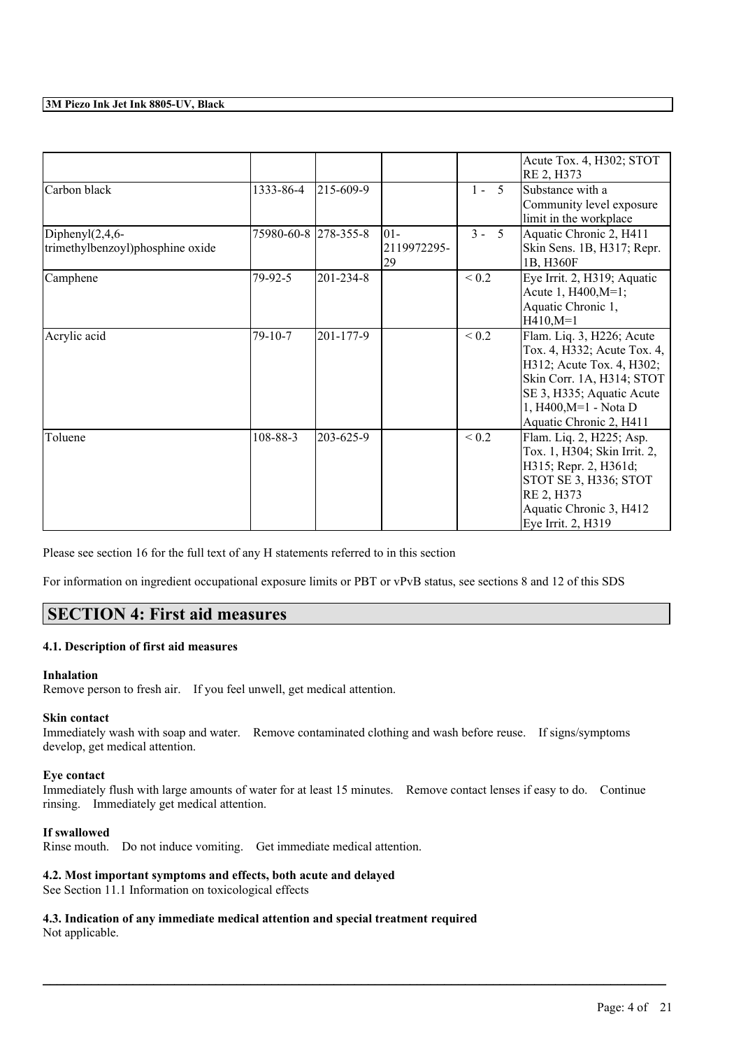| | | | | | |
|---|---|---|---|---|---|
| | | | | | Acute Tox. 4, H302; STOT RE 2, H373 |
| Carbon black | 1333-86-4 | 215-609-9 | | 1 - 5 | Substance with a Community level exposure limit in the workplace |
| Diphenyl(2,4,6-trimethylbenzoyl)phosphine oxide | 75980-60-8 | 278-355-8 | 01-2119972295-29 | 3 - 5 | Aquatic Chronic 2, H411 Skin Sens. 1B, H317; Repr. 1B, H360F |
| Camphene | 79-92-5 | 201-234-8 | | < 0.2 | Eye Irrit. 2, H319; Aquatic Acute 1, H400,M=1; Aquatic Chronic 1, H410,M=1 |
| Acrylic acid | 79-10-7 | 201-177-9 | | < 0.2 | Flam. Liq. 3, H226; Acute Tox. 4, H332; Acute Tox. 4, H312; Acute Tox. 4, H302; Skin Corr. 1A, H314; STOT SE 3, H335; Aquatic Acute 1, H400,M=1 - Nota D Aquatic Chronic 2, H411 |
| Toluene | 108-88-3 | 203-625-9 | | < 0.2 | Flam. Liq. 2, H225; Asp. Tox. 1, H304; Skin Irrit. 2, H315; Repr. 2, H361d; STOT SE 3, H336; STOT RE 2, H373 Aquatic Chronic 3, H412 Eye Irrit. 2, H319 |

Please see section 16 for the full text of any H statements referred to in this section

For information on ingredient occupational exposure limits or PBT or vPvB status, see sections 8 and 12 of this SDS

## SECTION 4: First aid measures

### 4.1. Description of first aid measures

**Inhalation**
Remove person to fresh air. If you feel unwell, get medical attention.

**Skin contact**
Immediately wash with soap and water. Remove contaminated clothing and wash before reuse. If signs/symptoms develop, get medical attention.

**Eye contact**
Immediately flush with large amounts of water for at least 15 minutes. Remove contact lenses if easy to do. Continue rinsing. Immediately get medical attention.

**If swallowed**
Rinse mouth. Do not induce vomiting. Get immediate medical attention.

### 4.2. Most important symptoms and effects, both acute and delayed
See Section 11.1 Information on toxicological effects

### 4.3. Indication of any immediate medical attention and special treatment required
Not applicable.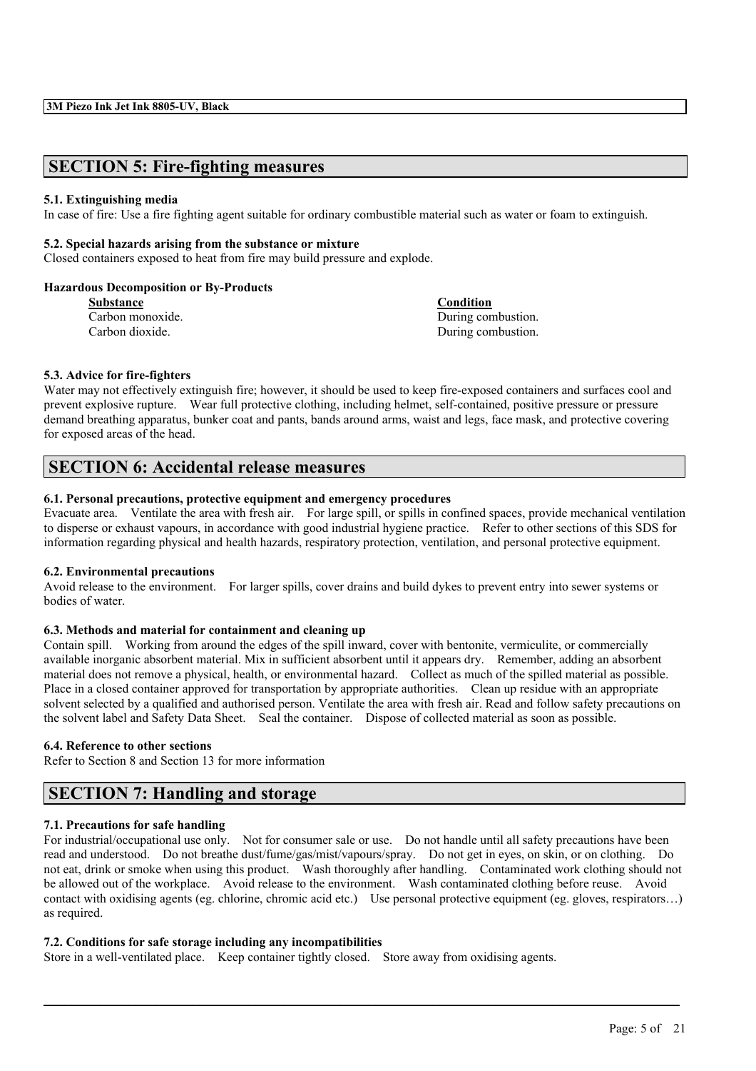## SECTION 5: Fire-fighting measures

### 5.1. Extinguishing media

In case of fire: Use a fire fighting agent suitable for ordinary combustible material such as water or foam to extinguish.

### 5.2. Special hazards arising from the substance or mixture

Closed containers exposed to heat from fire may build pressure and explode.

**Hazardous Decomposition or By-Products**

| Substance | Condition |
|---|---|
| Carbon monoxide. | During combustion. |
| Carbon dioxide. | During combustion. |

### 5.3. Advice for fire-fighters

Water may not effectively extinguish fire; however, it should be used to keep fire-exposed containers and surfaces cool and prevent explosive rupture. Wear full protective clothing, including helmet, self-contained, positive pressure or pressure demand breathing apparatus, bunker coat and pants, bands around arms, waist and legs, face mask, and protective covering for exposed areas of the head.

## SECTION 6: Accidental release measures

### 6.1. Personal precautions, protective equipment and emergency procedures

Evacuate area. Ventilate the area with fresh air. For large spill, or spills in confined spaces, provide mechanical ventilation to disperse or exhaust vapours, in accordance with good industrial hygiene practice. Refer to other sections of this SDS for information regarding physical and health hazards, respiratory protection, ventilation, and personal protective equipment.

### 6.2. Environmental precautions

Avoid release to the environment. For larger spills, cover drains and build dykes to prevent entry into sewer systems or bodies of water.

### 6.3. Methods and material for containment and cleaning up

Contain spill. Working from around the edges of the spill inward, cover with bentonite, vermiculite, or commercially available inorganic absorbent material. Mix in sufficient absorbent until it appears dry. Remember, adding an absorbent material does not remove a physical, health, or environmental hazard. Collect as much of the spilled material as possible. Place in a closed container approved for transportation by appropriate authorities. Clean up residue with an appropriate solvent selected by a qualified and authorised person. Ventilate the area with fresh air. Read and follow safety precautions on the solvent label and Safety Data Sheet. Seal the container. Dispose of collected material as soon as possible.

### 6.4. Reference to other sections

Refer to Section 8 and Section 13 for more information

## SECTION 7: Handling and storage

### 7.1. Precautions for safe handling

For industrial/occupational use only. Not for consumer sale or use. Do not handle until all safety precautions have been read and understood. Do not breathe dust/fume/gas/mist/vapours/spray. Do not get in eyes, on skin, or on clothing. Do not eat, drink or smoke when using this product. Wash thoroughly after handling. Contaminated work clothing should not be allowed out of the workplace. Avoid release to the environment. Wash contaminated clothing before reuse. Avoid contact with oxidising agents (eg. chlorine, chromic acid etc.) Use personal protective equipment (eg. gloves, respirators…) as required.

### 7.2. Conditions for safe storage including any incompatibilities

Store in a well-ventilated place. Keep container tightly closed. Store away from oxidising agents.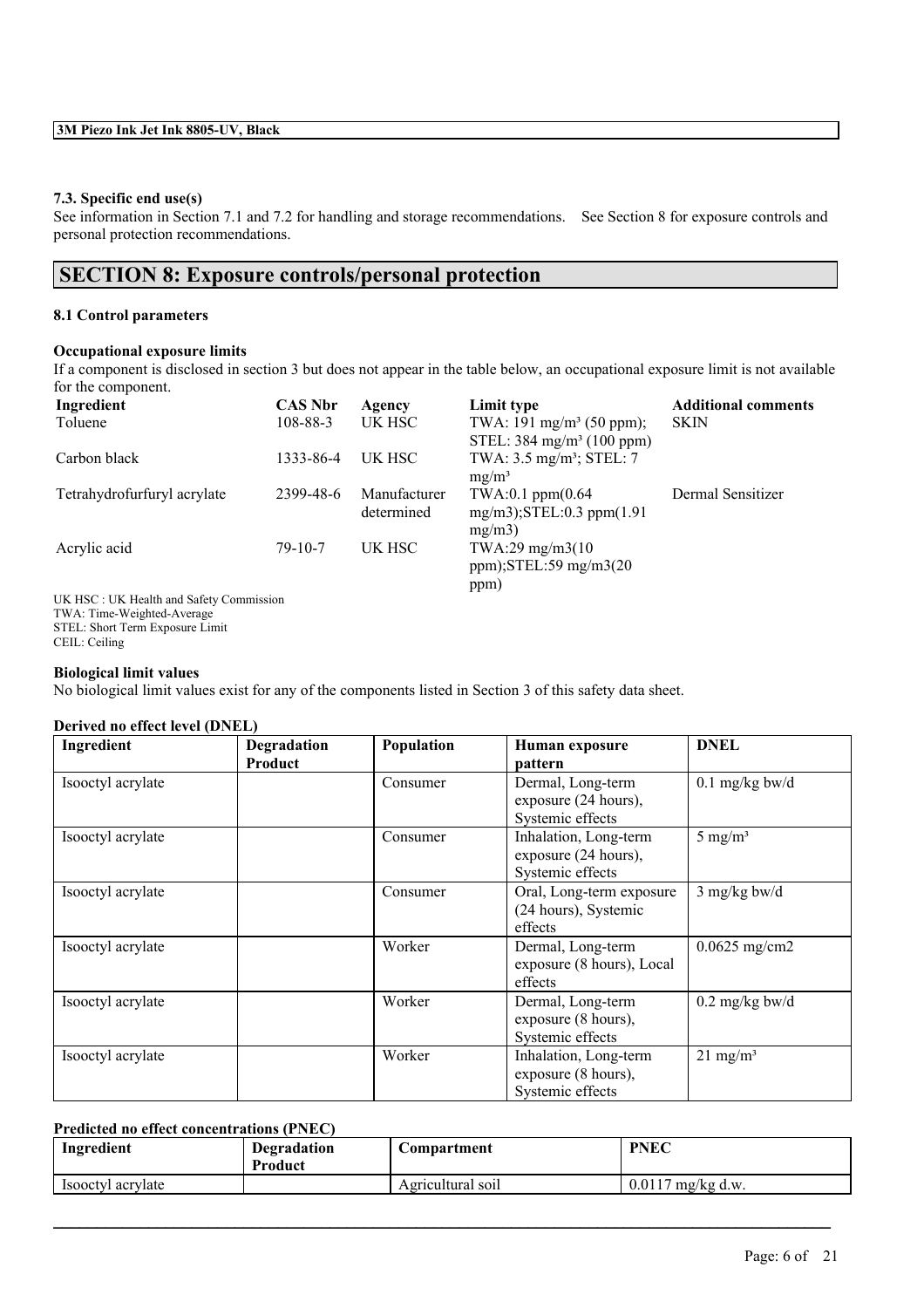### 7.3. Specific end use(s)

See information in Section 7.1 and 7.2 for handling and storage recommendations. See Section 8 for exposure controls and personal protection recommendations.

## SECTION 8: Exposure controls/personal protection

### 8.1 Control parameters

**Occupational exposure limits**

If a component is disclosed in section 3 but does not appear in the table below, an occupational exposure limit is not available for the component.

| Ingredient | CAS Nbr | Agency | Limit type | Additional comments |
|---|---|---|---|---|
| Toluene | 108-88-3 | UK HSC | TWA: 191 mg/m³ (50 ppm); STEL: 384 mg/m³ (100 ppm) | SKIN |
| Carbon black | 1333-86-4 | UK HSC | TWA: 3.5 mg/m³; STEL: 7 mg/m³ | |
| Tetrahydrofurfuryl acrylate | 2399-48-6 | Manufacturer determined | TWA:0.1 ppm(0.64 mg/m3);STEL:0.3 ppm(1.91 mg/m3) | Dermal Sensitizer |
| Acrylic acid | 79-10-7 | UK HSC | TWA:29 mg/m3(10 ppm);STEL:59 mg/m3(20 ppm) | |

UK HSC : UK Health and Safety Commission
TWA: Time-Weighted-Average
STEL: Short Term Exposure Limit
CEIL: Ceiling

**Biological limit values**

No biological limit values exist for any of the components listed in Section 3 of this safety data sheet.

**Derived no effect level (DNEL)**

| Ingredient | Degradation Product | Population | Human exposure pattern | DNEL |
|---|---|---|---|---|
| Isooctyl acrylate | | Consumer | Dermal, Long-term exposure (24 hours), Systemic effects | 0.1 mg/kg bw/d |
| Isooctyl acrylate | | Consumer | Inhalation, Long-term exposure (24 hours), Systemic effects | 5 mg/m³ |
| Isooctyl acrylate | | Consumer | Oral, Long-term exposure (24 hours), Systemic effects | 3 mg/kg bw/d |
| Isooctyl acrylate | | Worker | Dermal, Long-term exposure (8 hours), Local effects | 0.0625 mg/cm2 |
| Isooctyl acrylate | | Worker | Dermal, Long-term exposure (8 hours), Systemic effects | 0.2 mg/kg bw/d |
| Isooctyl acrylate | | Worker | Inhalation, Long-term exposure (8 hours), Systemic effects | 21 mg/m³ |

**Predicted no effect concentrations (PNEC)**

| Ingredient | Degradation Product | Compartment | PNEC |
|---|---|---|---|
| Isooctyl acrylate | | Agricultural soil | 0.0117 mg/kg d.w. |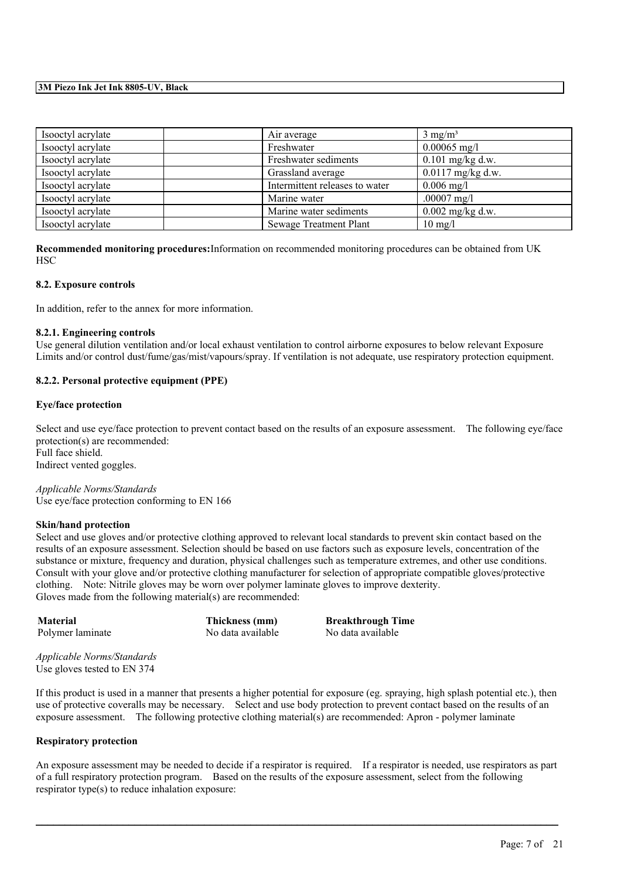| Isooctyl acrylate | | Air average | 3 mg/m³ |
|---|---|---|---|
| Isooctyl acrylate | | Freshwater | 0.00065 mg/l |
| Isooctyl acrylate | | Freshwater sediments | 0.101 mg/kg d.w. |
| Isooctyl acrylate | | Grassland average | 0.0117 mg/kg d.w. |
| Isooctyl acrylate | | Intermittent releases to water | 0.006 mg/l |
| Isooctyl acrylate | | Marine water | .00007 mg/l |
| Isooctyl acrylate | | Marine water sediments | 0.002 mg/kg d.w. |
| Isooctyl acrylate | | Sewage Treatment Plant | 10 mg/l |

**Recommended monitoring procedures:**Information on recommended monitoring procedures can be obtained from UK HSC

### 8.2. Exposure controls

In addition, refer to the annex for more information.

#### 8.2.1. Engineering controls

Use general dilution ventilation and/or local exhaust ventilation to control airborne exposures to below relevant Exposure Limits and/or control dust/fume/gas/mist/vapours/spray. If ventilation is not adequate, use respiratory protection equipment.

#### 8.2.2. Personal protective equipment (PPE)

**Eye/face protection**

Select and use eye/face protection to prevent contact based on the results of an exposure assessment. The following eye/face protection(s) are recommended:
Full face shield.
Indirect vented goggles.

*Applicable Norms/Standards*
Use eye/face protection conforming to EN 166

**Skin/hand protection**

Select and use gloves and/or protective clothing approved to relevant local standards to prevent skin contact based on the results of an exposure assessment. Selection should be based on use factors such as exposure levels, concentration of the substance or mixture, frequency and duration, physical challenges such as temperature extremes, and other use conditions. Consult with your glove and/or protective clothing manufacturer for selection of appropriate compatible gloves/protective clothing. Note: Nitrile gloves may be worn over polymer laminate gloves to improve dexterity.
Gloves made from the following material(s) are recommended:

| Material | Thickness (mm) | Breakthrough Time |
|---|---|---|
| Polymer laminate | No data available | No data available |

*Applicable Norms/Standards*
Use gloves tested to EN 374

If this product is used in a manner that presents a higher potential for exposure (eg. spraying, high splash potential etc.), then use of protective coveralls may be necessary. Select and use body protection to prevent contact based on the results of an exposure assessment. The following protective clothing material(s) are recommended: Apron - polymer laminate

**Respiratory protection**

An exposure assessment may be needed to decide if a respirator is required. If a respirator is needed, use respirators as part of a full respiratory protection program. Based on the results of the exposure assessment, select from the following respirator type(s) to reduce inhalation exposure: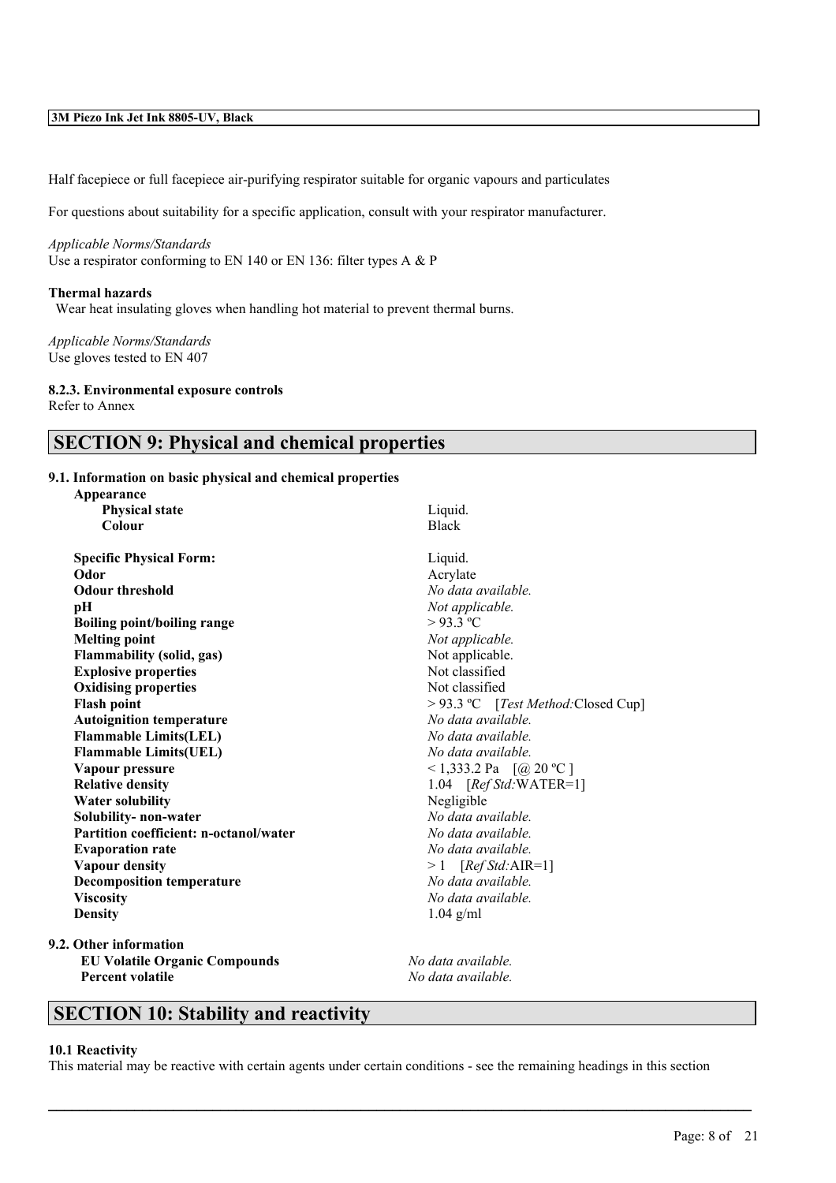Half facepiece or full facepiece air-purifying respirator suitable for organic vapours and particulates

For questions about suitability for a specific application, consult with your respirator manufacturer.

*Applicable Norms/Standards*
Use a respirator conforming to EN 140 or EN 136: filter types A & P

**Thermal hazards**
Wear heat insulating gloves when handling hot material to prevent thermal burns.

*Applicable Norms/Standards*
Use gloves tested to EN 407

**8.2.3. Environmental exposure controls**
Refer to Annex

## SECTION 9: Physical and chemical properties

**9.1. Information on basic physical and chemical properties**

| | |
|---|---|
| **Appearance** | |
| **Physical state** | Liquid. |
| **Colour** | Black |
| **Specific Physical Form:** | Liquid. |
| **Odor** | Acrylate |
| **Odour threshold** | *No data available.* |
| **pH** | *Not applicable.* |
| **Boiling point/boiling range** | > 93.3 ºC |
| **Melting point** | *Not applicable.* |
| **Flammability (solid, gas)** | Not applicable. |
| **Explosive properties** | Not classified |
| **Oxidising properties** | Not classified |
| **Flash point** | > 93.3 ºC [*Test Method:*Closed Cup] |
| **Autoignition temperature** | *No data available.* |
| **Flammable Limits(LEL)** | *No data available.* |
| **Flammable Limits(UEL)** | *No data available.* |
| **Vapour pressure** | < 1,333.2 Pa [@ 20 ºC ] |
| **Relative density** | 1.04 [*Ref Std:*WATER=1] |
| **Water solubility** | Negligible |
| **Solubility- non-water** | *No data available.* |
| **Partition coefficient: n-octanol/water** | *No data available.* |
| **Evaporation rate** | *No data available.* |
| **Vapour density** | > 1 [*Ref Std:*AIR=1] |
| **Decomposition temperature** | *No data available.* |
| **Viscosity** | *No data available.* |
| **Density** | 1.04 g/ml |

**9.2. Other information**

| | |
|---|---|
| **EU Volatile Organic Compounds** | *No data available.* |
| **Percent volatile** | *No data available.* |

## SECTION 10: Stability and reactivity

**10.1 Reactivity**
This material may be reactive with certain agents under certain conditions - see the remaining headings in this section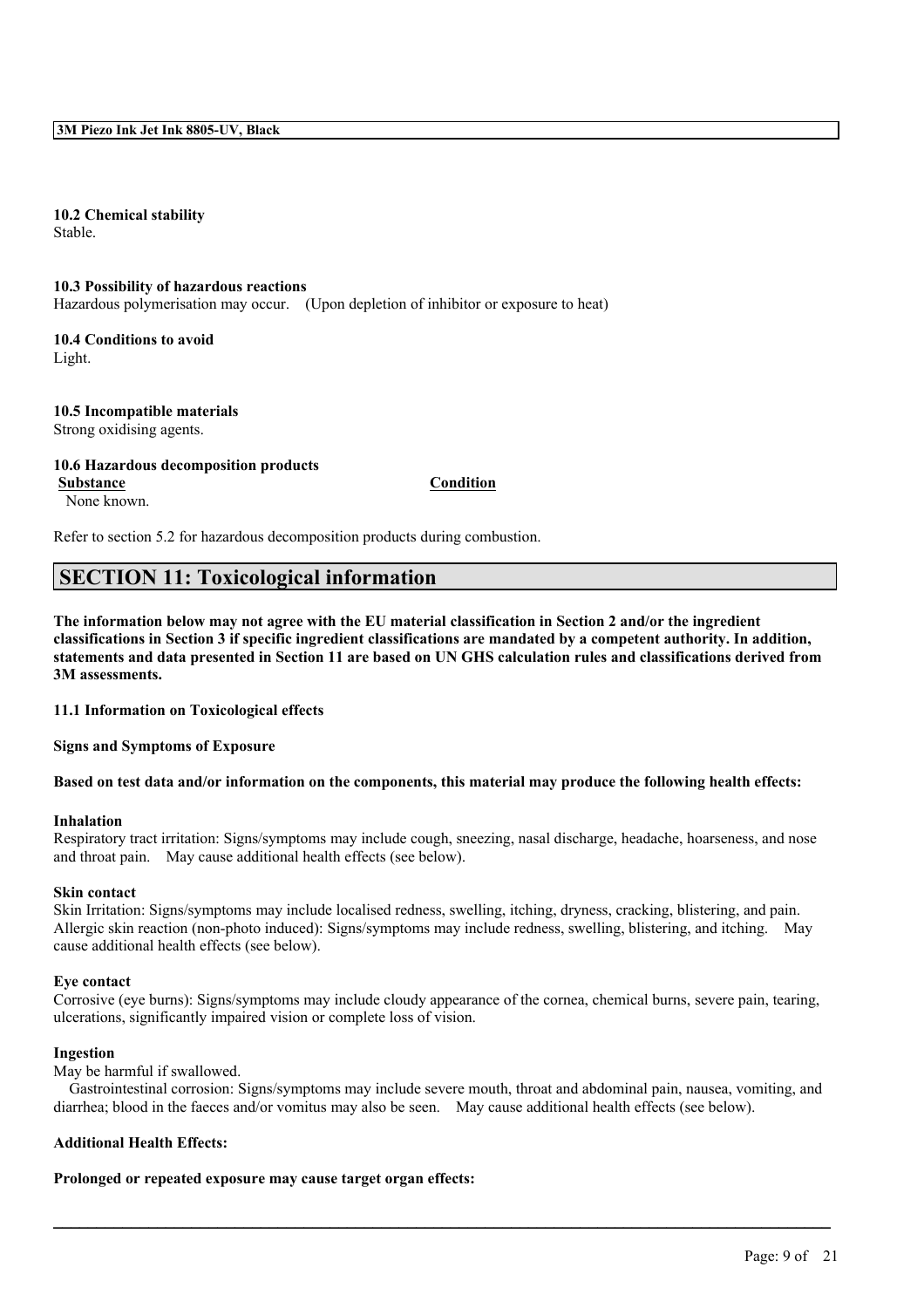**10.2 Chemical stability**
Stable.

**10.3 Possibility of hazardous reactions**
Hazardous polymerisation may occur. (Upon depletion of inhibitor or exposure to heat)

**10.4 Conditions to avoid**
Light.

**10.5 Incompatible materials**
Strong oxidising agents.

**10.6 Hazardous decomposition products**

| Substance | Condition |
|---|---|
| None known. | |

Refer to section 5.2 for hazardous decomposition products during combustion.

## SECTION 11: Toxicological information

**The information below may not agree with the EU material classification in Section 2 and/or the ingredient classifications in Section 3 if specific ingredient classifications are mandated by a competent authority. In addition, statements and data presented in Section 11 are based on UN GHS calculation rules and classifications derived from 3M assessments.**

**11.1 Information on Toxicological effects**

**Signs and Symptoms of Exposure**

**Based on test data and/or information on the components, this material may produce the following health effects:**

**Inhalation**
Respiratory tract irritation: Signs/symptoms may include cough, sneezing, nasal discharge, headache, hoarseness, and nose and throat pain. May cause additional health effects (see below).

**Skin contact**
Skin Irritation: Signs/symptoms may include localised redness, swelling, itching, dryness, cracking, blistering, and pain. Allergic skin reaction (non-photo induced): Signs/symptoms may include redness, swelling, blistering, and itching. May cause additional health effects (see below).

**Eye contact**
Corrosive (eye burns): Signs/symptoms may include cloudy appearance of the cornea, chemical burns, severe pain, tearing, ulcerations, significantly impaired vision or complete loss of vision.

**Ingestion**
May be harmful if swallowed.
Gastrointestinal corrosion: Signs/symptoms may include severe mouth, throat and abdominal pain, nausea, vomiting, and diarrhea; blood in the faeces and/or vomitus may also be seen. May cause additional health effects (see below).

**Additional Health Effects:**

**Prolonged or repeated exposure may cause target organ effects:**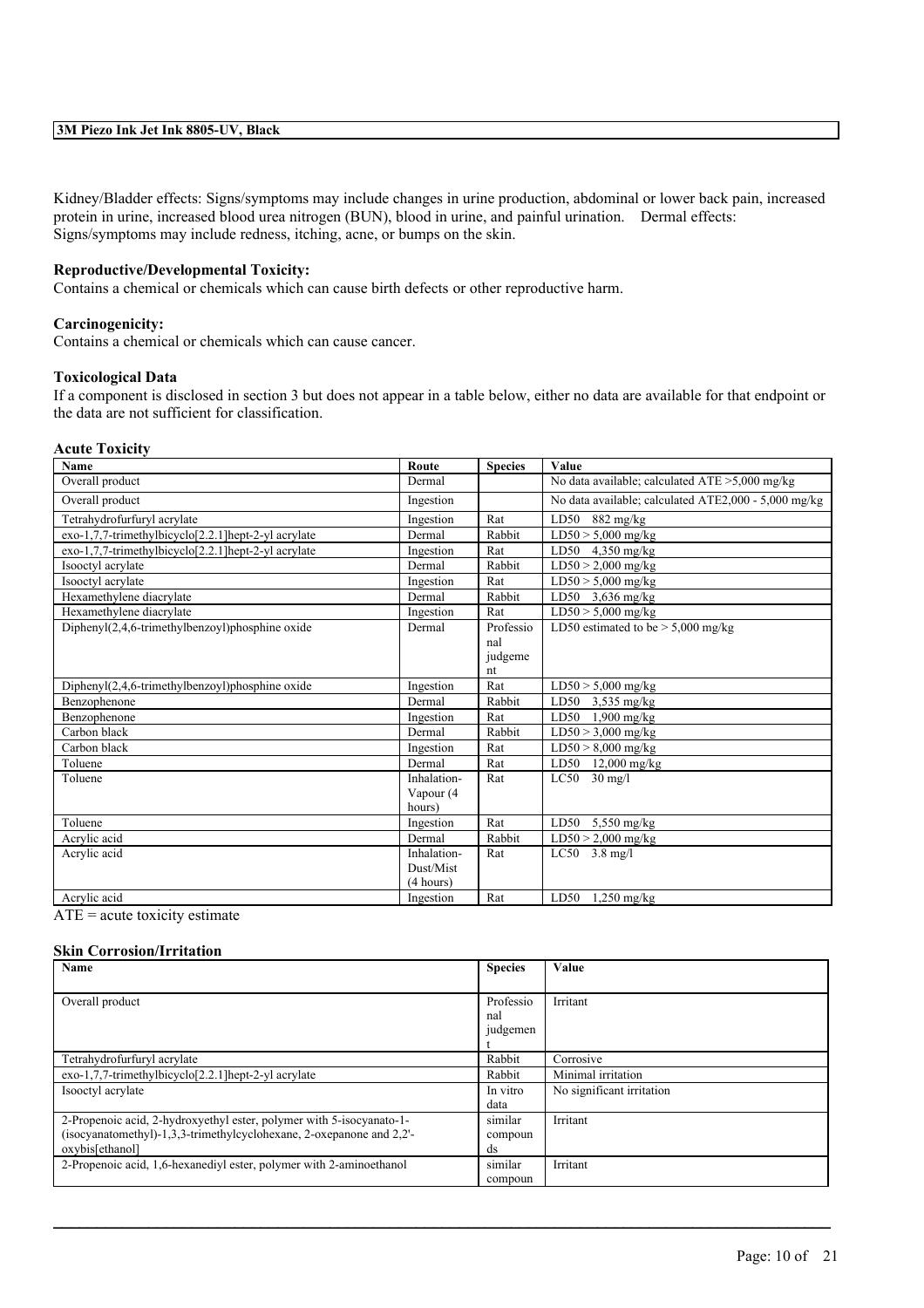Kidney/Bladder effects: Signs/symptoms may include changes in urine production, abdominal or lower back pain, increased protein in urine, increased blood urea nitrogen (BUN), blood in urine, and painful urination. Dermal effects: Signs/symptoms may include redness, itching, acne, or bumps on the skin.

**Reproductive/Developmental Toxicity:**
Contains a chemical or chemicals which can cause birth defects or other reproductive harm.

**Carcinogenicity:**
Contains a chemical or chemicals which can cause cancer.

**Toxicological Data**
If a component is disclosed in section 3 but does not appear in a table below, either no data are available for that endpoint or the data are not sufficient for classification.

**Acute Toxicity**

| Name | Route | Species | Value |
|---|---|---|---|
| Overall product | Dermal | | No data available; calculated ATE >5,000 mg/kg |
| Overall product | Ingestion | | No data available; calculated ATE2,000 - 5,000 mg/kg |
| Tetrahydrofurfuryl acrylate | Ingestion | Rat | LD50 882 mg/kg |
| exo-1,7,7-trimethylbicyclo[2.2.1]hept-2-yl acrylate | Dermal | Rabbit | LD50 > 5,000 mg/kg |
| exo-1,7,7-trimethylbicyclo[2.2.1]hept-2-yl acrylate | Ingestion | Rat | LD50 4,350 mg/kg |
| Isooctyl acrylate | Dermal | Rabbit | LD50 > 2,000 mg/kg |
| Isooctyl acrylate | Ingestion | Rat | LD50 > 5,000 mg/kg |
| Hexamethylene diacrylate | Dermal | Rabbit | LD50 3,636 mg/kg |
| Hexamethylene diacrylate | Ingestion | Rat | LD50 > 5,000 mg/kg |
| Diphenyl(2,4,6-trimethylbenzoyl)phosphine oxide | Dermal | Professional judgement | LD50 estimated to be > 5,000 mg/kg |
| Diphenyl(2,4,6-trimethylbenzoyl)phosphine oxide | Ingestion | Rat | LD50 > 5,000 mg/kg |
| Benzophenone | Dermal | Rabbit | LD50 3,535 mg/kg |
| Benzophenone | Ingestion | Rat | LD50 1,900 mg/kg |
| Carbon black | Dermal | Rabbit | LD50 > 3,000 mg/kg |
| Carbon black | Ingestion | Rat | LD50 > 8,000 mg/kg |
| Toluene | Dermal | Rat | LD50 12,000 mg/kg |
| Toluene | Inhalation-Vapour (4 hours) | Rat | LC50 30 mg/l |
| Toluene | Ingestion | Rat | LD50 5,550 mg/kg |
| Acrylic acid | Dermal | Rabbit | LD50 > 2,000 mg/kg |
| Acrylic acid | Inhalation-Dust/Mist (4 hours) | Rat | LC50 3.8 mg/l |
| Acrylic acid | Ingestion | Rat | LD50 1,250 mg/kg |

ATE = acute toxicity estimate

**Skin Corrosion/Irritation**

| Name | Species | Value |
|---|---|---|
| Overall product | Professional judgement | Irritant |
| Tetrahydrofurfuryl acrylate | Rabbit | Corrosive |
| exo-1,7,7-trimethylbicyclo[2.2.1]hept-2-yl acrylate | Rabbit | Minimal irritation |
| Isooctyl acrylate | In vitro data | No significant irritation |
| 2-Propenoic acid, 2-hydroxyethyl ester, polymer with 5-isocyanato-1-(isocyanatomethyl)-1,3,3-trimethylcyclohexane, 2-oxepanone and 2,2'-oxybis[ethanol] | similar compounds | Irritant |
| 2-Propenoic acid, 1,6-hexanediyl ester, polymer with 2-aminoethanol | similar compoun | Irritant |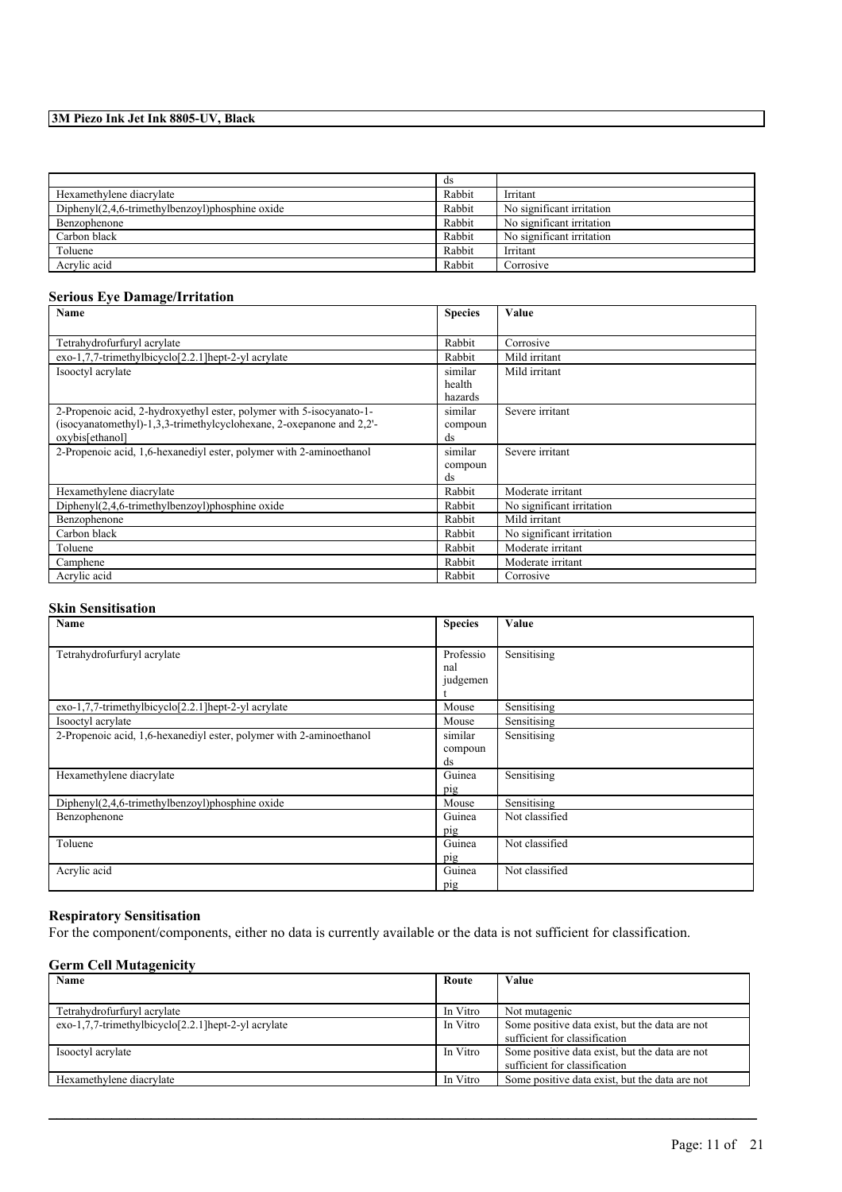| | ds | |
|---|---|---|
| Hexamethylene diacrylate | Rabbit | Irritant |
| Diphenyl(2,4,6-trimethylbenzoyl)phosphine oxide | Rabbit | No significant irritation |
| Benzophenone | Rabbit | No significant irritation |
| Carbon black | Rabbit | No significant irritation |
| Toluene | Rabbit | Irritant |
| Acrylic acid | Rabbit | Corrosive |

### Serious Eye Damage/Irritation

| Name | Species | Value |
|---|---|---|
| Tetrahydrofurfuryl acrylate | Rabbit | Corrosive |
| exo-1,7,7-trimethylbicyclo[2.2.1]hept-2-yl acrylate | Rabbit | Mild irritant |
| Isooctyl acrylate | similar health hazards | Mild irritant |
| 2-Propenoic acid, 2-hydroxyethyl ester, polymer with 5-isocyanato-1-(isocyanatomethyl)-1,3,3-trimethylcyclohexane, 2-oxepanone and 2,2'-oxybis[ethanol] | similar compounds | Severe irritant |
| 2-Propenoic acid, 1,6-hexanediyl ester, polymer with 2-aminoethanol | similar compounds | Severe irritant |
| Hexamethylene diacrylate | Rabbit | Moderate irritant |
| Diphenyl(2,4,6-trimethylbenzoyl)phosphine oxide | Rabbit | No significant irritation |
| Benzophenone | Rabbit | Mild irritant |
| Carbon black | Rabbit | No significant irritation |
| Toluene | Rabbit | Moderate irritant |
| Camphene | Rabbit | Moderate irritant |
| Acrylic acid | Rabbit | Corrosive |

### Skin Sensitisation

| Name | Species | Value |
|---|---|---|
| Tetrahydrofurfuryl acrylate | Professional judgement | Sensitising |
| exo-1,7,7-trimethylbicyclo[2.2.1]hept-2-yl acrylate | Mouse | Sensitising |
| Isooctyl acrylate | Mouse | Sensitising |
| 2-Propenoic acid, 1,6-hexanediyl ester, polymer with 2-aminoethanol | similar compounds | Sensitising |
| Hexamethylene diacrylate | Guinea pig | Sensitising |
| Diphenyl(2,4,6-trimethylbenzoyl)phosphine oxide | Mouse | Sensitising |
| Benzophenone | Guinea pig | Not classified |
| Toluene | Guinea pig | Not classified |
| Acrylic acid | Guinea pig | Not classified |

### Respiratory Sensitisation

For the component/components, either no data is currently available or the data is not sufficient for classification.

### Germ Cell Mutagenicity

| Name | Route | Value |
|---|---|---|
| Tetrahydrofurfuryl acrylate | In Vitro | Not mutagenic |
| exo-1,7,7-trimethylbicyclo[2.2.1]hept-2-yl acrylate | In Vitro | Some positive data exist, but the data are not sufficient for classification |
| Isooctyl acrylate | In Vitro | Some positive data exist, but the data are not sufficient for classification |
| Hexamethylene diacrylate | In Vitro | Some positive data exist, but the data are not |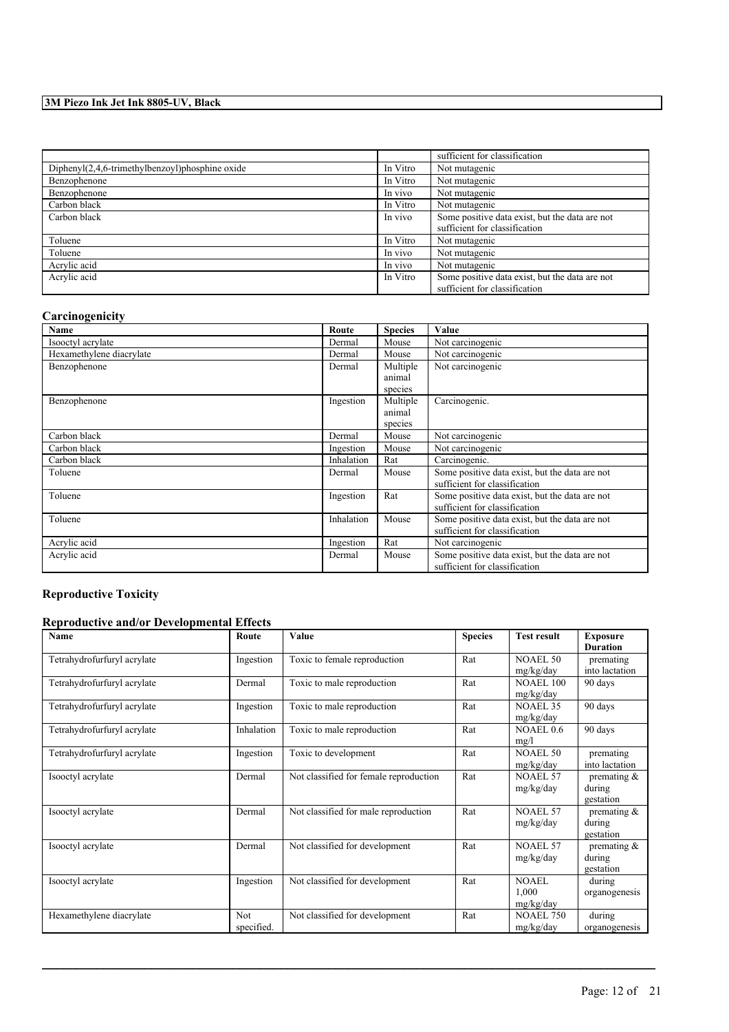| | | |
|---|---|---|
| | | sufficient for classification |
| Diphenyl(2,4,6-trimethylbenzoyl)phosphine oxide | In Vitro | Not mutagenic |
| Benzophenone | In Vitro | Not mutagenic |
| Benzophenone | In vivo | Not mutagenic |
| Carbon black | In Vitro | Not mutagenic |
| Carbon black | In vivo | Some positive data exist, but the data are not sufficient for classification |
| Toluene | In Vitro | Not mutagenic |
| Toluene | In vivo | Not mutagenic |
| Acrylic acid | In vivo | Not mutagenic |
| Acrylic acid | In Vitro | Some positive data exist, but the data are not sufficient for classification |

## Carcinogenicity

| Name | Route | Species | Value |
|---|---|---|---|
| Isooctyl acrylate | Dermal | Mouse | Not carcinogenic |
| Hexamethylene diacrylate | Dermal | Mouse | Not carcinogenic |
| Benzophenone | Dermal | Multiple animal species | Not carcinogenic |
| Benzophenone | Ingestion | Multiple animal species | Carcinogenic. |
| Carbon black | Dermal | Mouse | Not carcinogenic |
| Carbon black | Ingestion | Mouse | Not carcinogenic |
| Carbon black | Inhalation | Rat | Carcinogenic. |
| Toluene | Dermal | Mouse | Some positive data exist, but the data are not sufficient for classification |
| Toluene | Ingestion | Rat | Some positive data exist, but the data are not sufficient for classification |
| Toluene | Inhalation | Mouse | Some positive data exist, but the data are not sufficient for classification |
| Acrylic acid | Ingestion | Rat | Not carcinogenic |
| Acrylic acid | Dermal | Mouse | Some positive data exist, but the data are not sufficient for classification |

## Reproductive Toxicity

### Reproductive and/or Developmental Effects

| Name | Route | Value | Species | Test result | Exposure Duration |
|---|---|---|---|---|---|
| Tetrahydrofurfuryl acrylate | Ingestion | Toxic to female reproduction | Rat | NOAEL 50 mg/kg/day | premating into lactation |
| Tetrahydrofurfuryl acrylate | Dermal | Toxic to male reproduction | Rat | NOAEL 100 mg/kg/day | 90 days |
| Tetrahydrofurfuryl acrylate | Ingestion | Toxic to male reproduction | Rat | NOAEL 35 mg/kg/day | 90 days |
| Tetrahydrofurfuryl acrylate | Inhalation | Toxic to male reproduction | Rat | NOAEL 0.6 mg/l | 90 days |
| Tetrahydrofurfuryl acrylate | Ingestion | Toxic to development | Rat | NOAEL 50 mg/kg/day | premating into lactation |
| Isooctyl acrylate | Dermal | Not classified for female reproduction | Rat | NOAEL 57 mg/kg/day | premating & during gestation |
| Isooctyl acrylate | Dermal | Not classified for male reproduction | Rat | NOAEL 57 mg/kg/day | premating & during gestation |
| Isooctyl acrylate | Dermal | Not classified for development | Rat | NOAEL 57 mg/kg/day | premating & during gestation |
| Isooctyl acrylate | Ingestion | Not classified for development | Rat | NOAEL 1,000 mg/kg/day | during organogenesis |
| Hexamethylene diacrylate | Not specified. | Not classified for development | Rat | NOAEL 750 mg/kg/day | during organogenesis |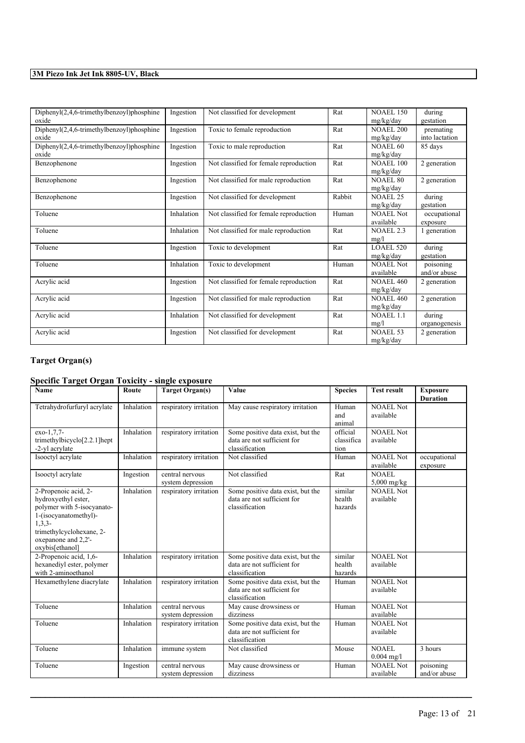| Diphenyl(2,4,6-trimethylbenzoyl)phosphine oxide | Ingestion | Not classified for development | Rat | NOAEL 150 mg/kg/day | during gestation |
|---|---|---|---|---|---|
| Diphenyl(2,4,6-trimethylbenzoyl)phosphine oxide | Ingestion | Toxic to female reproduction | Rat | NOAEL 200 mg/kg/day | premating into lactation |
| Diphenyl(2,4,6-trimethylbenzoyl)phosphine oxide | Ingestion | Toxic to male reproduction | Rat | NOAEL 60 mg/kg/day | 85 days |
| Benzophenone | Ingestion | Not classified for female reproduction | Rat | NOAEL 100 mg/kg/day | 2 generation |
| Benzophenone | Ingestion | Not classified for male reproduction | Rat | NOAEL 80 mg/kg/day | 2 generation |
| Benzophenone | Ingestion | Not classified for development | Rabbit | NOAEL 25 mg/kg/day | during gestation |
| Toluene | Inhalation | Not classified for female reproduction | Human | NOAEL Not available | occupational exposure |
| Toluene | Inhalation | Not classified for male reproduction | Rat | NOAEL 2.3 mg/l | 1 generation |
| Toluene | Ingestion | Toxic to development | Rat | LOAEL 520 mg/kg/day | during gestation |
| Toluene | Inhalation | Toxic to development | Human | NOAEL Not available | poisoning and/or abuse |
| Acrylic acid | Ingestion | Not classified for female reproduction | Rat | NOAEL 460 mg/kg/day | 2 generation |
| Acrylic acid | Ingestion | Not classified for male reproduction | Rat | NOAEL 460 mg/kg/day | 2 generation |
| Acrylic acid | Inhalation | Not classified for development | Rat | NOAEL 1.1 mg/l | during organogenesis |
| Acrylic acid | Ingestion | Not classified for development | Rat | NOAEL 53 mg/kg/day | 2 generation |

## Target Organ(s)

### Specific Target Organ Toxicity - single exposure

| Name | Route | Target Organ(s) | Value | Species | Test result | Exposure Duration |
|---|---|---|---|---|---|---|
| Tetrahydrofurfuryl acrylate | Inhalation | respiratory irritation | May cause respiratory irritation | Human and animal | NOAEL Not available | |
| exo-1,7,7-trimethylbicyclo[2.2.1]hept-2-yl acrylate | Inhalation | respiratory irritation | Some positive data exist, but the data are not sufficient for classification | official classification | NOAEL Not available | |
| Isooctyl acrylate | Inhalation | respiratory irritation | Not classified | Human | NOAEL Not available | occupational exposure |
| Isooctyl acrylate | Ingestion | central nervous system depression | Not classified | Rat | NOAEL 5,000 mg/kg | |
| 2-Propenoic acid, 2-hydroxyethyl ester, polymer with 5-isocyanato-1-(isocyanatomethyl)-1,3,3-trimethylcyclohexane, 2-oxepanone and 2,2'-oxybis[ethanol] | Inhalation | respiratory irritation | Some positive data exist, but the data are not sufficient for classification | similar health hazards | NOAEL Not available | |
| 2-Propenoic acid, 1,6-hexanediyl ester, polymer with 2-aminoethanol | Inhalation | respiratory irritation | Some positive data exist, but the data are not sufficient for classification | similar health hazards | NOAEL Not available | |
| Hexamethylene diacrylate | Inhalation | respiratory irritation | Some positive data exist, but the data are not sufficient for classification | Human | NOAEL Not available | |
| Toluene | Inhalation | central nervous system depression | May cause drowsiness or dizziness | Human | NOAEL Not available | |
| Toluene | Inhalation | respiratory irritation | Some positive data exist, but the data are not sufficient for classification | Human | NOAEL Not available | |
| Toluene | Inhalation | immune system | Not classified | Mouse | NOAEL 0.004 mg/l | 3 hours |
| Toluene | Ingestion | central nervous system depression | May cause drowsiness or dizziness | Human | NOAEL Not available | poisoning and/or abuse |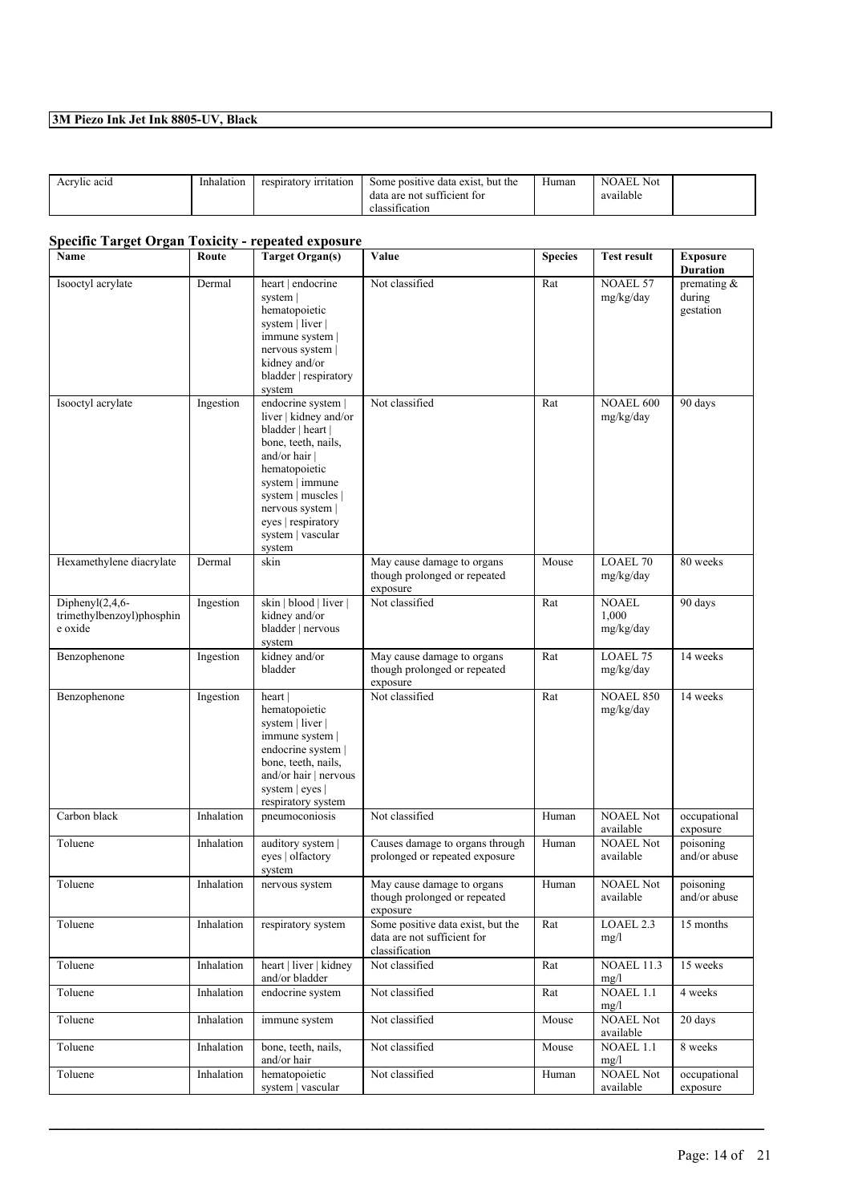| Acrylic acid | Inhalation | respiratory irritation | Some positive data exist, but the data are not sufficient for classification | Human | NOAEL Not available | |
|---|---|---|---|---|---|---|

## Specific Target Organ Toxicity - repeated exposure

| Name | Route | Target Organ(s) | Value | Species | Test result | Exposure Duration |
|---|---|---|---|---|---|---|
| Isooctyl acrylate | Dermal | heart \| endocrine system \| hematopoietic system \| liver \| immune system \| nervous system \| kidney and/or bladder \| respiratory system | Not classified | Rat | NOAEL 57 mg/kg/day | premating & during gestation |
| Isooctyl acrylate | Ingestion | endocrine system \| liver \| kidney and/or bladder \| heart \| bone, teeth, nails, and/or hair \| hematopoietic system \| immune system \| muscles \| nervous system \| eyes \| respiratory system \| vascular system | Not classified | Rat | NOAEL 600 mg/kg/day | 90 days |
| Hexamethylene diacrylate | Dermal | skin | May cause damage to organs though prolonged or repeated exposure | Mouse | LOAEL 70 mg/kg/day | 80 weeks |
| Diphenyl(2,4,6-trimethylbenzoyl)phosphine oxide | Ingestion | skin \| blood \| liver \| kidney and/or bladder \| nervous system | Not classified | Rat | NOAEL 1,000 mg/kg/day | 90 days |
| Benzophenone | Ingestion | kidney and/or bladder | May cause damage to organs though prolonged or repeated exposure | Rat | LOAEL 75 mg/kg/day | 14 weeks |
| Benzophenone | Ingestion | heart \| hematopoietic system \| liver \| immune system \| endocrine system \| bone, teeth, nails, and/or hair \| nervous system \| eyes \| respiratory system | Not classified | Rat | NOAEL 850 mg/kg/day | 14 weeks |
| Carbon black | Inhalation | pneumoconiosis | Not classified | Human | NOAEL Not available | occupational exposure |
| Toluene | Inhalation | auditory system \| eyes \| olfactory system | Causes damage to organs through prolonged or repeated exposure | Human | NOAEL Not available | poisoning and/or abuse |
| Toluene | Inhalation | nervous system | May cause damage to organs though prolonged or repeated exposure | Human | NOAEL Not available | poisoning and/or abuse |
| Toluene | Inhalation | respiratory system | Some positive data exist, but the data are not sufficient for classification | Rat | LOAEL 2.3 mg/l | 15 months |
| Toluene | Inhalation | heart \| liver \| kidney and/or bladder | Not classified | Rat | NOAEL 11.3 mg/l | 15 weeks |
| Toluene | Inhalation | endocrine system | Not classified | Rat | NOAEL 1.1 mg/l | 4 weeks |
| Toluene | Inhalation | immune system | Not classified | Mouse | NOAEL Not available | 20 days |
| Toluene | Inhalation | bone, teeth, nails, and/or hair | Not classified | Mouse | NOAEL 1.1 mg/l | 8 weeks |
| Toluene | Inhalation | hematopoietic system \| vascular | Not classified | Human | NOAEL Not available | occupational exposure |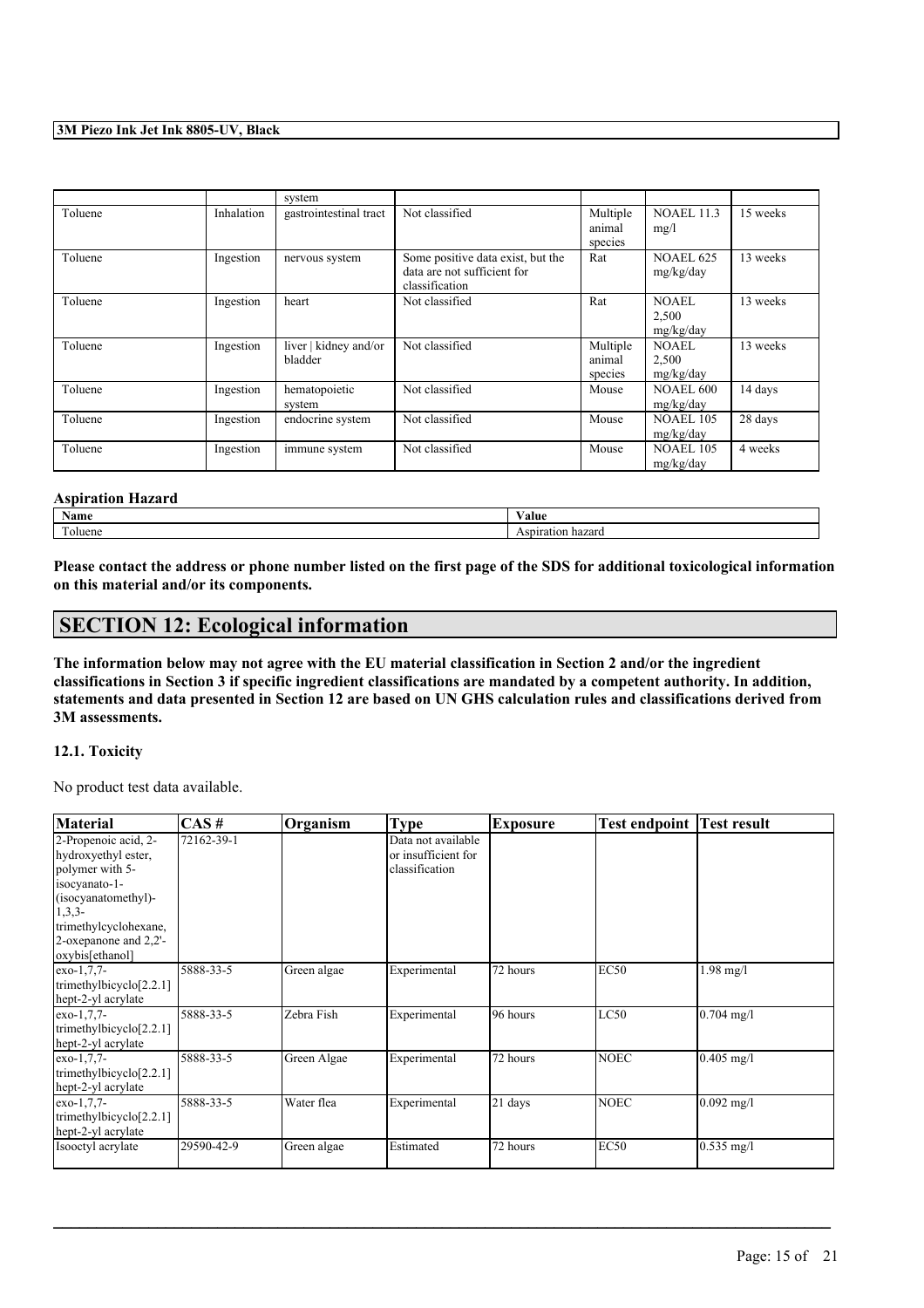|  |  | system |  |  |  |  |
|---|---|---|---|---|---|---|
| Toluene | Inhalation | gastrointestinal tract | Not classified | Multiple animal species | NOAEL 11.3 mg/l | 15 weeks |
| Toluene | Ingestion | nervous system | Some positive data exist, but the data are not sufficient for classification | Rat | NOAEL 625 mg/kg/day | 13 weeks |
| Toluene | Ingestion | heart | Not classified | Rat | NOAEL 2,500 mg/kg/day | 13 weeks |
| Toluene | Ingestion | liver \| kidney and/or bladder | Not classified | Multiple animal species | NOAEL 2,500 mg/kg/day | 13 weeks |
| Toluene | Ingestion | hematopoietic system | Not classified | Mouse | NOAEL 600 mg/kg/day | 14 days |
| Toluene | Ingestion | endocrine system | Not classified | Mouse | NOAEL 105 mg/kg/day | 28 days |
| Toluene | Ingestion | immune system | Not classified | Mouse | NOAEL 105 mg/kg/day | 4 weeks |

### Aspiration Hazard

| Name | Value |
|---|---|
| Toluene | Aspiration hazard |

**Please contact the address or phone number listed on the first page of the SDS for additional toxicological information on this material and/or its components.**

## SECTION 12: Ecological information

**The information below may not agree with the EU material classification in Section 2 and/or the ingredient classifications in Section 3 if specific ingredient classifications are mandated by a competent authority. In addition, statements and data presented in Section 12 are based on UN GHS calculation rules and classifications derived from 3M assessments.**

### 12.1. Toxicity

No product test data available.

| Material | CAS # | Organism | Type | Exposure | Test endpoint | Test result |
|---|---|---|---|---|---|---|
| 2-Propenoic acid, 2-hydroxyethyl ester, polymer with 5-isocyanato-1-(isocyanatomethyl)-1,3,3-trimethylcyclohexane, 2-oxepanone and 2,2'-oxybis[ethanol] | 72162-39-1 |  | Data not available or insufficient for classification |  |  |  |
| exo-1,7,7-trimethylbicyclo[2.2.1]hept-2-yl acrylate | 5888-33-5 | Green algae | Experimental | 72 hours | EC50 | 1.98 mg/l |
| exo-1,7,7-trimethylbicyclo[2.2.1]hept-2-yl acrylate | 5888-33-5 | Zebra Fish | Experimental | 96 hours | LC50 | 0.704 mg/l |
| exo-1,7,7-trimethylbicyclo[2.2.1]hept-2-yl acrylate | 5888-33-5 | Green Algae | Experimental | 72 hours | NOEC | 0.405 mg/l |
| exo-1,7,7-trimethylbicyclo[2.2.1]hept-2-yl acrylate | 5888-33-5 | Water flea | Experimental | 21 days | NOEC | 0.092 mg/l |
| Isooctyl acrylate | 29590-42-9 | Green algae | Estimated | 72 hours | EC50 | 0.535 mg/l |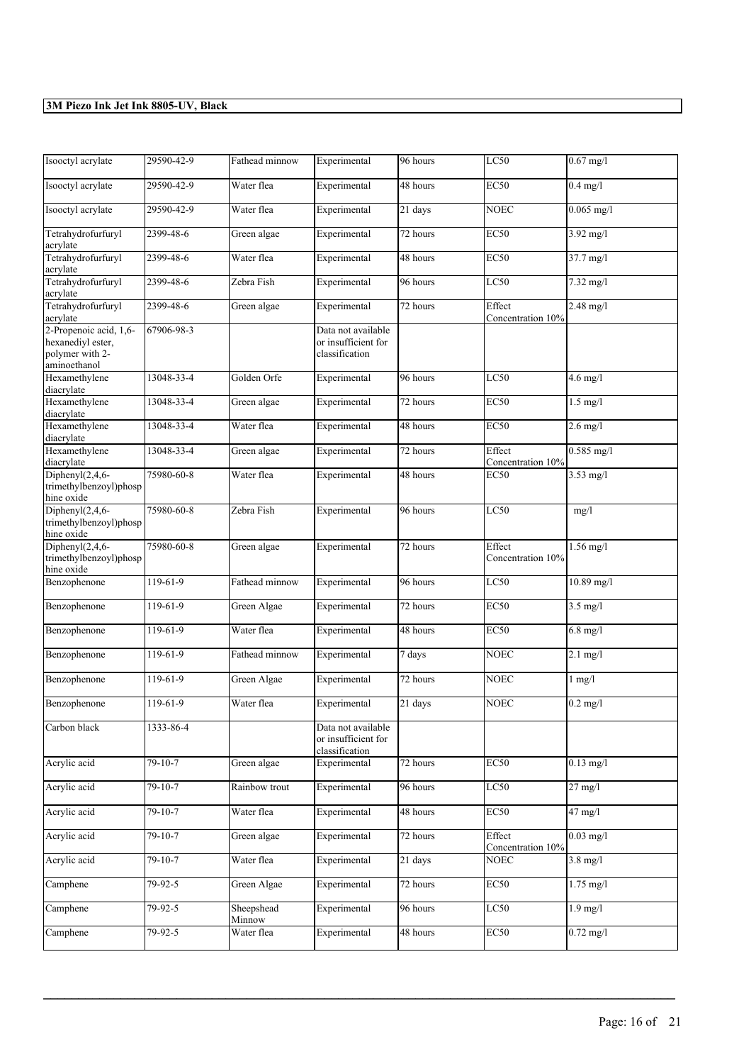| Isooctyl acrylate | 29590-42-9 | Fathead minnow | Experimental | 96 hours | LC50 | 0.67 mg/l |
|---|---|---|---|---|---|---|
| Isooctyl acrylate | 29590-42-9 | Water flea | Experimental | 48 hours | EC50 | 0.4 mg/l |
| Isooctyl acrylate | 29590-42-9 | Water flea | Experimental | 21 days | NOEC | 0.065 mg/l |
| Tetrahydrofurfuryl acrylate | 2399-48-6 | Green algae | Experimental | 72 hours | EC50 | 3.92 mg/l |
| Tetrahydrofurfuryl acrylate | 2399-48-6 | Water flea | Experimental | 48 hours | EC50 | 37.7 mg/l |
| Tetrahydrofurfuryl acrylate | 2399-48-6 | Zebra Fish | Experimental | 96 hours | LC50 | 7.32 mg/l |
| Tetrahydrofurfuryl acrylate | 2399-48-6 | Green algae | Experimental | 72 hours | Effect Concentration 10% | 2.48 mg/l |
| 2-Propenoic acid, 1,6-hexanediyl ester, polymer with 2-aminoethanol | 67906-98-3 | | Data not available or insufficient for classification | | | |
| Hexamethylene diacrylate | 13048-33-4 | Golden Orfe | Experimental | 96 hours | LC50 | 4.6 mg/l |
| Hexamethylene diacrylate | 13048-33-4 | Green algae | Experimental | 72 hours | EC50 | 1.5 mg/l |
| Hexamethylene diacrylate | 13048-33-4 | Water flea | Experimental | 48 hours | EC50 | 2.6 mg/l |
| Hexamethylene diacrylate | 13048-33-4 | Green algae | Experimental | 72 hours | Effect Concentration 10% | 0.585 mg/l |
| Diphenyl(2,4,6-trimethylbenzoyl)phosphine oxide | 75980-60-8 | Water flea | Experimental | 48 hours | EC50 | 3.53 mg/l |
| Diphenyl(2,4,6-trimethylbenzoyl)phosphine oxide | 75980-60-8 | Zebra Fish | Experimental | 96 hours | LC50 | mg/l |
| Diphenyl(2,4,6-trimethylbenzoyl)phosphine oxide | 75980-60-8 | Green algae | Experimental | 72 hours | Effect Concentration 10% | 1.56 mg/l |
| Benzophenone | 119-61-9 | Fathead minnow | Experimental | 96 hours | LC50 | 10.89 mg/l |
| Benzophenone | 119-61-9 | Green Algae | Experimental | 72 hours | EC50 | 3.5 mg/l |
| Benzophenone | 119-61-9 | Water flea | Experimental | 48 hours | EC50 | 6.8 mg/l |
| Benzophenone | 119-61-9 | Fathead minnow | Experimental | 7 days | NOEC | 2.1 mg/l |
| Benzophenone | 119-61-9 | Green Algae | Experimental | 72 hours | NOEC | 1 mg/l |
| Benzophenone | 119-61-9 | Water flea | Experimental | 21 days | NOEC | 0.2 mg/l |
| Carbon black | 1333-86-4 | | Data not available or insufficient for classification | | | |
| Acrylic acid | 79-10-7 | Green algae | Experimental | 72 hours | EC50 | 0.13 mg/l |
| Acrylic acid | 79-10-7 | Rainbow trout | Experimental | 96 hours | LC50 | 27 mg/l |
| Acrylic acid | 79-10-7 | Water flea | Experimental | 48 hours | EC50 | 47 mg/l |
| Acrylic acid | 79-10-7 | Green algae | Experimental | 72 hours | Effect Concentration 10% | 0.03 mg/l |
| Acrylic acid | 79-10-7 | Water flea | Experimental | 21 days | NOEC | 3.8 mg/l |
| Camphene | 79-92-5 | Green Algae | Experimental | 72 hours | EC50 | 1.75 mg/l |
| Camphene | 79-92-5 | Sheepshead Minnow | Experimental | 96 hours | LC50 | 1.9 mg/l |
| Camphene | 79-92-5 | Water flea | Experimental | 48 hours | EC50 | 0.72 mg/l |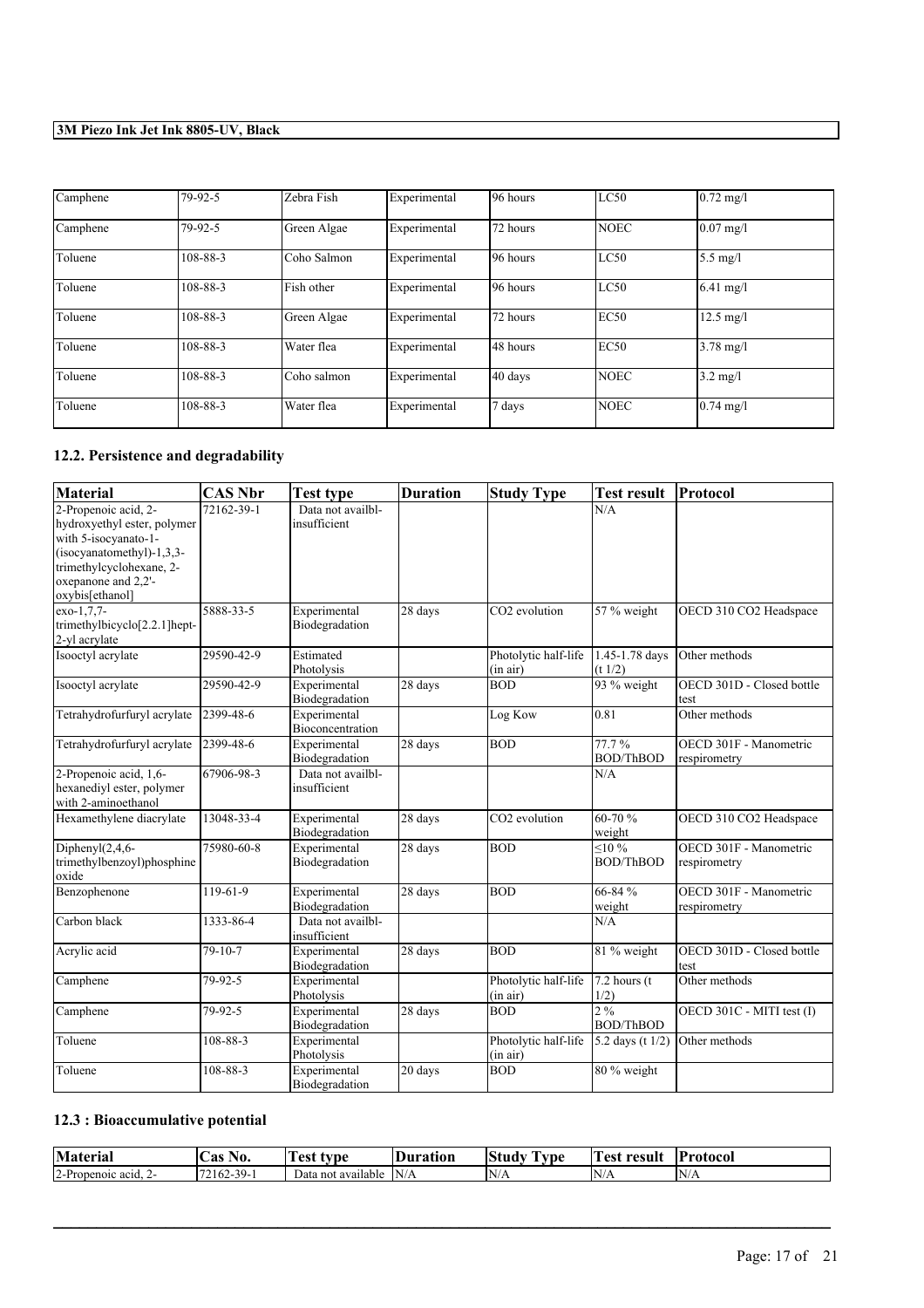| Camphene | 79-92-5 | Zebra Fish | Experimental | 96 hours | LC50 | 0.72 mg/l |
|---|---|---|---|---|---|---|
| Camphene | 79-92-5 | Green Algae | Experimental | 72 hours | NOEC | 0.07 mg/l |
| Toluene | 108-88-3 | Coho Salmon | Experimental | 96 hours | LC50 | 5.5 mg/l |
| Toluene | 108-88-3 | Fish other | Experimental | 96 hours | LC50 | 6.41 mg/l |
| Toluene | 108-88-3 | Green Algae | Experimental | 72 hours | EC50 | 12.5 mg/l |
| Toluene | 108-88-3 | Water flea | Experimental | 48 hours | EC50 | 3.78 mg/l |
| Toluene | 108-88-3 | Coho salmon | Experimental | 40 days | NOEC | 3.2 mg/l |
| Toluene | 108-88-3 | Water flea | Experimental | 7 days | NOEC | 0.74 mg/l |

### 12.2. Persistence and degradability

| Material | CAS Nbr | Test type | Duration | Study Type | Test result | Protocol |
|---|---|---|---|---|---|---|
| 2-Propenoic acid, 2-hydroxyethyl ester, polymer with 5-isocyanato-1-(isocyanatomethyl)-1,3,3-trimethylcyclohexane, 2-oxepanone and 2,2'-oxybis[ethanol] | 72162-39-1 | Data not availbl-insufficient | | | N/A | |
| exo-1,7,7-trimethylbicyclo[2.2.1]hept-2-yl acrylate | 5888-33-5 | Experimental Biodegradation | 28 days | $CO_2$ evolution | 57 % weight | OECD 310 CO2 Headspace |
| Isooctyl acrylate | 29590-42-9 | Estimated Photolysis | | Photolytic half-life (in air) | 1.45-1.78 days (t 1/2) | Other methods |
| Isooctyl acrylate | 29590-42-9 | Experimental Biodegradation | 28 days | BOD | 93 % weight | OECD 301D - Closed bottle test |
| Tetrahydrofurfuryl acrylate | 2399-48-6 | Experimental Bioconcentration | | Log Kow | 0.81 | Other methods |
| Tetrahydrofurfuryl acrylate | 2399-48-6 | Experimental Biodegradation | 28 days | BOD | 77.7 % BOD/ThBOD | OECD 301F - Manometric respirometry |
| 2-Propenoic acid, 1,6-hexanediyl ester, polymer with 2-aminoethanol | 67906-98-3 | Data not availbl-insufficient | | | N/A | |
| Hexamethylene diacrylate | 13048-33-4 | Experimental Biodegradation | 28 days | $CO_2$ evolution | 60-70 % weight | OECD 310 CO2 Headspace |
| Diphenyl(2,4,6-trimethylbenzoyl)phosphine oxide | 75980-60-8 | Experimental Biodegradation | 28 days | BOD | ≤10 % BOD/ThBOD | OECD 301F - Manometric respirometry |
| Benzophenone | 119-61-9 | Experimental Biodegradation | 28 days | BOD | 66-84 % weight | OECD 301F - Manometric respirometry |
| Carbon black | 1333-86-4 | Data not availbl-insufficient | | | N/A | |
| Acrylic acid | 79-10-7 | Experimental Biodegradation | 28 days | BOD | 81 % weight | OECD 301D - Closed bottle test |
| Camphene | 79-92-5 | Experimental Photolysis | | Photolytic half-life (in air) | 7.2 hours (t 1/2) | Other methods |
| Camphene | 79-92-5 | Experimental Biodegradation | 28 days | BOD | 2 % BOD/ThBOD | OECD 301C - MITI test (I) |
| Toluene | 108-88-3 | Experimental Photolysis | | Photolytic half-life (in air) | 5.2 days (t 1/2) | Other methods |
| Toluene | 108-88-3 | Experimental Biodegradation | 20 days | BOD | 80 % weight | |

### 12.3 : Bioaccumulative potential

| Material | Cas No. | Test type | Duration | Study Type | Test result | Protocol |
|---|---|---|---|---|---|---|
| 2-Propenoic acid, 2- | 72162-39-1 | Data not available | N/A | N/A | N/A | N/A |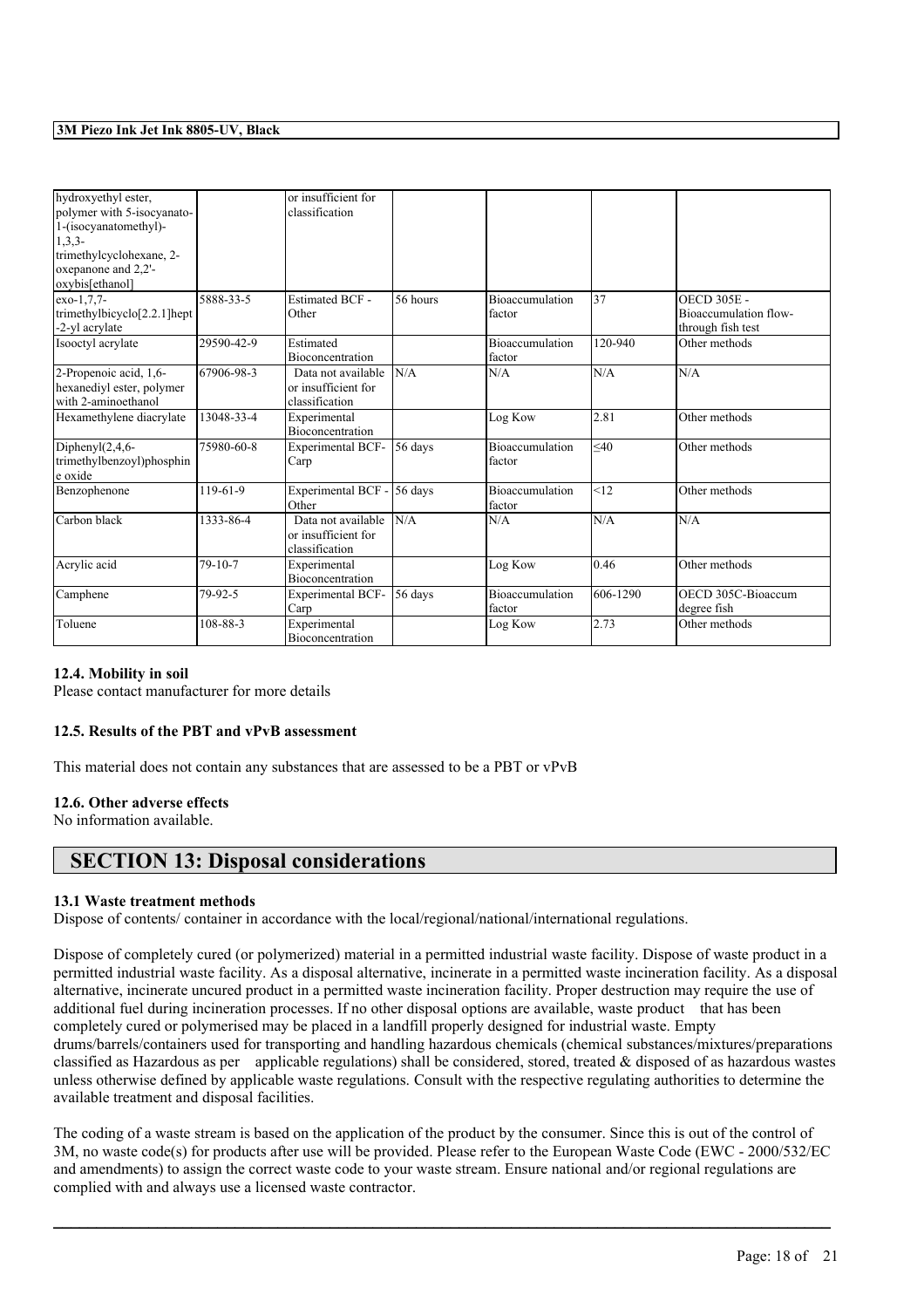| | | | | | | |
|---|---|---|---|---|---|---|
| hydroxyethyl ester, polymer with 5-isocyanato-1-(isocyanatomethyl)-1,3,3-trimethylcyclohexane, 2-oxepanone and 2,2'-oxybis[ethanol] | | or insufficient for classification | | | | |
| exo-1,7,7-trimethylbicyclo[2.2.1]hept-2-yl acrylate | 5888-33-5 | Estimated BCF - Other | 56 hours | Bioaccumulation factor | 37 | OECD 305E - Bioaccumulation flow-through fish test |
| Isooctyl acrylate | 29590-42-9 | Estimated Bioconcentration | | Bioaccumulation factor | 120-940 | Other methods |
| 2-Propenoic acid, 1,6-hexanediyl ester, polymer with 2-aminoethanol | 67906-98-3 | Data not available or insufficient for classification | N/A | N/A | N/A | N/A |
| Hexamethylene diacrylate | 13048-33-4 | Experimental Bioconcentration | | Log Kow | 2.81 | Other methods |
| Diphenyl(2,4,6-trimethylbenzoyl)phosphine oxide | 75980-60-8 | Experimental BCF-Carp | 56 days | Bioaccumulation factor | ≤40 | Other methods |
| Benzophenone | 119-61-9 | Experimental BCF - Other | 56 days | Bioaccumulation factor | <12 | Other methods |
| Carbon black | 1333-86-4 | Data not available or insufficient for classification | N/A | N/A | N/A | N/A |
| Acrylic acid | 79-10-7 | Experimental Bioconcentration | | Log Kow | 0.46 | Other methods |
| Camphene | 79-92-5 | Experimental BCF-Carp | 56 days | Bioaccumulation factor | 606-1290 | OECD 305C-Bioaccum degree fish |
| Toluene | 108-88-3 | Experimental Bioconcentration | | Log Kow | 2.73 | Other methods |

### 12.4. Mobility in soil

Please contact manufacturer for more details

### 12.5. Results of the PBT and vPvB assessment

This material does not contain any substances that are assessed to be a PBT or vPvB

### 12.6. Other adverse effects

No information available.

## SECTION 13: Disposal considerations

### 13.1 Waste treatment methods

Dispose of contents/ container in accordance with the local/regional/national/international regulations.

Dispose of completely cured (or polymerized) material in a permitted industrial waste facility. Dispose of waste product in a permitted industrial waste facility. As a disposal alternative, incinerate in a permitted waste incineration facility. As a disposal alternative, incinerate uncured product in a permitted waste incineration facility. Proper destruction may require the use of additional fuel during incineration processes. If no other disposal options are available, waste product that has been completely cured or polymerised may be placed in a landfill properly designed for industrial waste. Empty drums/barrels/containers used for transporting and handling hazardous chemicals (chemical substances/mixtures/preparations classified as Hazardous as per applicable regulations) shall be considered, stored, treated & disposed of as hazardous wastes unless otherwise defined by applicable waste regulations. Consult with the respective regulating authorities to determine the available treatment and disposal facilities.

The coding of a waste stream is based on the application of the product by the consumer. Since this is out of the control of 3M, no waste code(s) for products after use will be provided. Please refer to the European Waste Code (EWC - 2000/532/EC and amendments) to assign the correct waste code to your waste stream. Ensure national and/or regional regulations are complied with and always use a licensed waste contractor.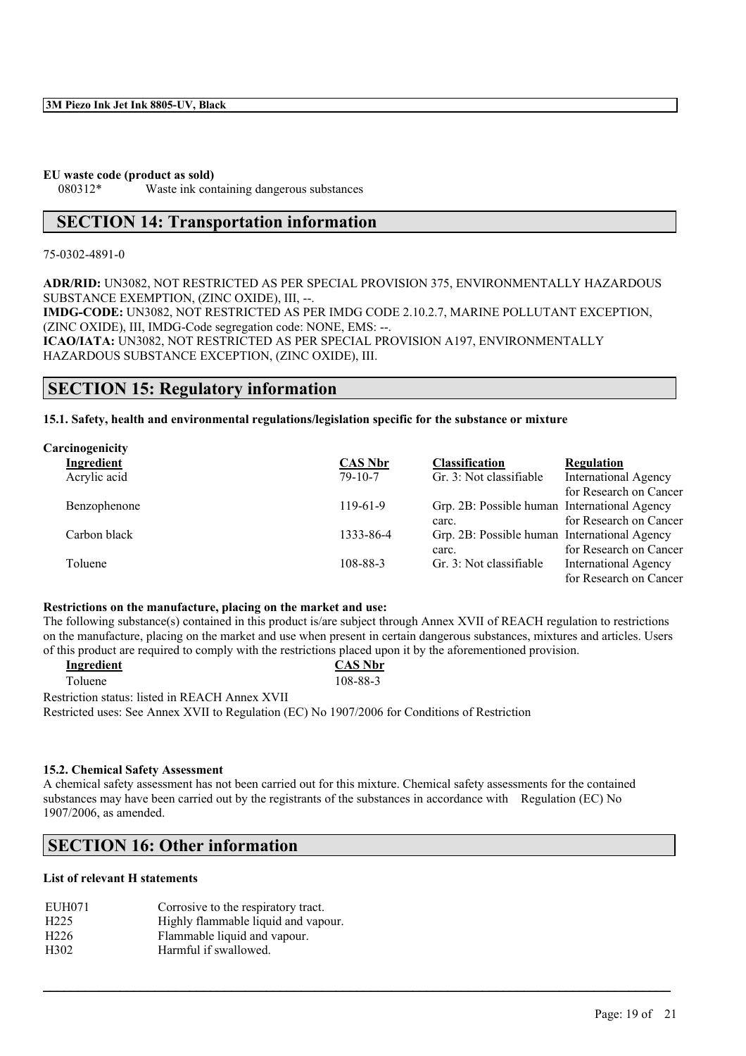**EU waste code (product as sold)**
080312* Waste ink containing dangerous substances

## SECTION 14: Transportation information

75-0302-4891-0

**ADR/RID:** UN3082, NOT RESTRICTED AS PER SPECIAL PROVISION 375, ENVIRONMENTALLY HAZARDOUS SUBSTANCE EXEMPTION, (ZINC OXIDE), III, --.
**IMDG-CODE:** UN3082, NOT RESTRICTED AS PER IMDG CODE 2.10.2.7, MARINE POLLUTANT EXCEPTION, (ZINC OXIDE), III, IMDG-Code segregation code: NONE, EMS: --.
**ICAO/IATA:** UN3082, NOT RESTRICTED AS PER SPECIAL PROVISION A197, ENVIRONMENTALLY HAZARDOUS SUBSTANCE EXCEPTION, (ZINC OXIDE), III.

## SECTION 15: Regulatory information

**15.1. Safety, health and environmental regulations/legislation specific for the substance or mixture**

**Carcinogenicity**

| Ingredient | CAS Nbr | Classification | Regulation |
|---|---|---|---|
| Acrylic acid | 79-10-7 | Gr. 3: Not classifiable | International Agency for Research on Cancer |
| Benzophenone | 119-61-9 | Grp. 2B: Possible human carc. | International Agency for Research on Cancer |
| Carbon black | 1333-86-4 | Grp. 2B: Possible human carc. | International Agency for Research on Cancer |
| Toluene | 108-88-3 | Gr. 3: Not classifiable | International Agency for Research on Cancer |

**Restrictions on the manufacture, placing on the market and use:**
The following substance(s) contained in this product is/are subject through Annex XVII of REACH regulation to restrictions on the manufacture, placing on the market and use when present in certain dangerous substances, mixtures and articles. Users of this product are required to comply with the restrictions placed upon it by the aforementioned provision.

| Ingredient | CAS Nbr |
|---|---|
| Toluene | 108-88-3 |

Restriction status: listed in REACH Annex XVII
Restricted uses: See Annex XVII to Regulation (EC) No 1907/2006 for Conditions of Restriction

**15.2. Chemical Safety Assessment**
A chemical safety assessment has not been carried out for this mixture. Chemical safety assessments for the contained substances may have been carried out by the registrants of the substances in accordance with Regulation (EC) No 1907/2006, as amended.

## SECTION 16: Other information

**List of relevant H statements**

| | |
|---|---|
| EUH071 | Corrosive to the respiratory tract. |
| H225 | Highly flammable liquid and vapour. |
| H226 | Flammable liquid and vapour. |
| H302 | Harmful if swallowed. |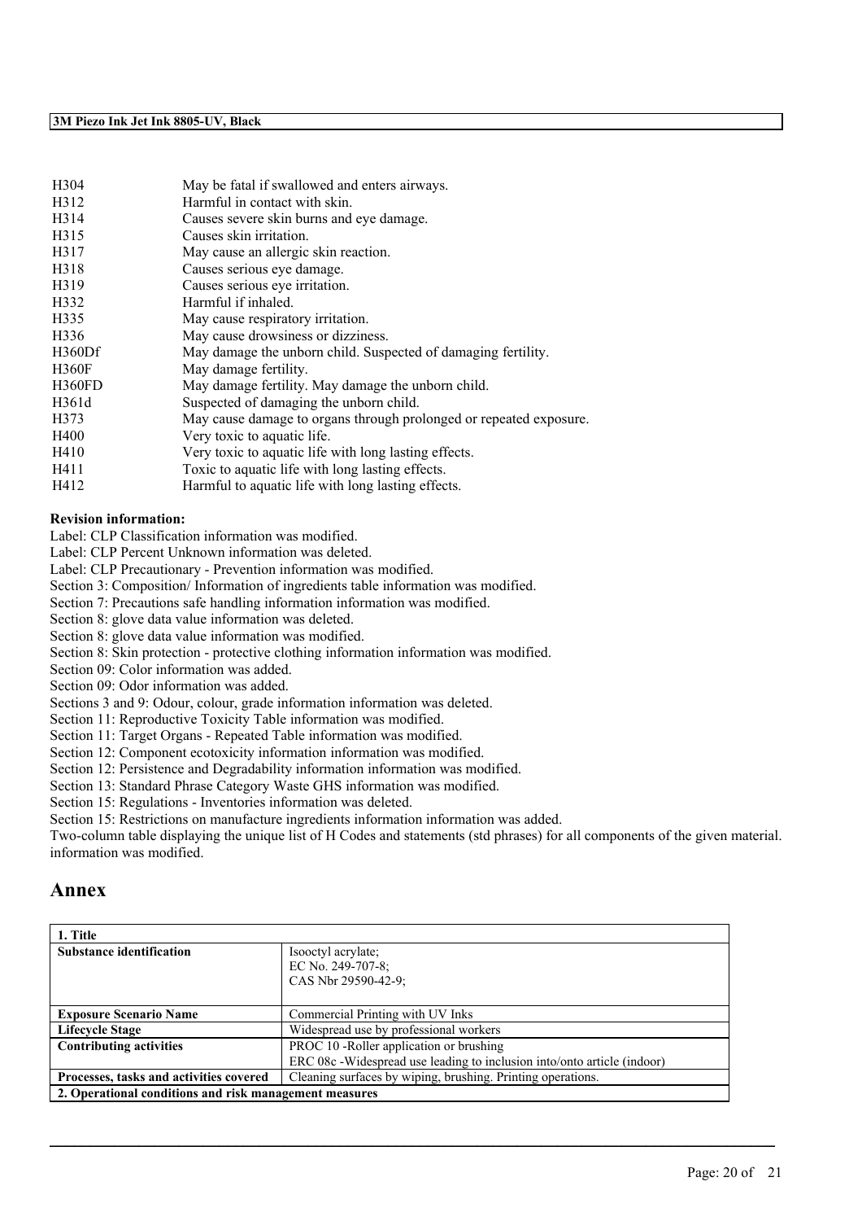| | |
|---|---|
| H304 | May be fatal if swallowed and enters airways. |
| H312 | Harmful in contact with skin. |
| H314 | Causes severe skin burns and eye damage. |
| H315 | Causes skin irritation. |
| H317 | May cause an allergic skin reaction. |
| H318 | Causes serious eye damage. |
| H319 | Causes serious eye irritation. |
| H332 | Harmful if inhaled. |
| H335 | May cause respiratory irritation. |
| H336 | May cause drowsiness or dizziness. |
| H360Df | May damage the unborn child. Suspected of damaging fertility. |
| H360F | May damage fertility. |
| H360FD | May damage fertility. May damage the unborn child. |
| H361d | Suspected of damaging the unborn child. |
| H373 | May cause damage to organs through prolonged or repeated exposure. |
| H400 | Very toxic to aquatic life. |
| H410 | Very toxic to aquatic life with long lasting effects. |
| H411 | Toxic to aquatic life with long lasting effects. |
| H412 | Harmful to aquatic life with long lasting effects. |

**Revision information:**

Label: CLP Classification information was modified.
Label: CLP Percent Unknown information was deleted.
Label: CLP Precautionary - Prevention information was modified.
Section 3: Composition/ Information of ingredients table information was modified.
Section 7: Precautions safe handling information information was modified.
Section 8: glove data value information was deleted.
Section 8: glove data value information was modified.
Section 8: Skin protection - protective clothing information information was modified.
Section 09: Color information was added.
Section 09: Odor information was added.
Sections 3 and 9: Odour, colour, grade information information was deleted.
Section 11: Reproductive Toxicity Table information was modified.
Section 11: Target Organs - Repeated Table information was modified.
Section 12: Component ecotoxicity information information was modified.
Section 12: Persistence and Degradability information information was modified.
Section 13: Standard Phrase Category Waste GHS information was modified.
Section 15: Regulations - Inventories information was deleted.
Section 15: Restrictions on manufacture ingredients information information was added.
Two-column table displaying the unique list of H Codes and statements (std phrases) for all components of the given material. information was modified.

# Annex

| **1. Title** | |
|---|---|
| **Substance identification** | Isooctyl acrylate;<br>EC No. 249-707-8;<br>CAS Nbr 29590-42-9; |
| **Exposure Scenario Name** | Commercial Printing with UV Inks |
| **Lifecycle Stage** | Widespread use by professional workers |
| **Contributing activities** | PROC 10 -Roller application or brushing<br>ERC 08c -Widespread use leading to inclusion into/onto article (indoor) |
| **Processes, tasks and activities covered** | Cleaning surfaces by wiping, brushing. Printing operations. |
| **2. Operational conditions and risk management measures** | |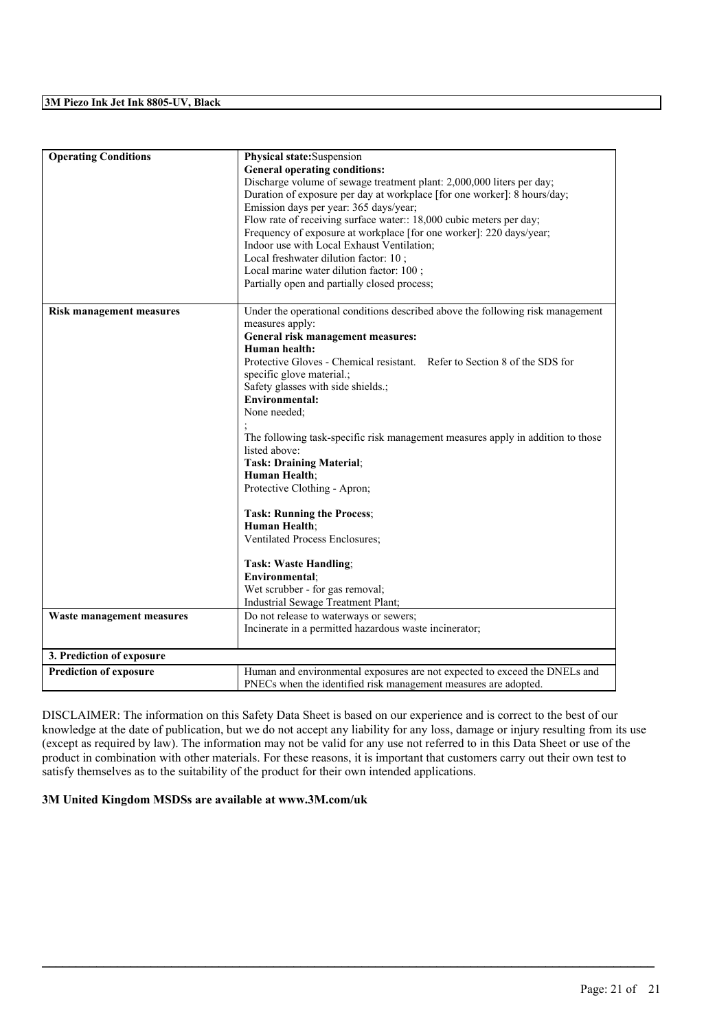| | |
|---|---|
| **Operating Conditions** | **Physical state:**Suspension<br>**General operating conditions:**<br>Discharge volume of sewage treatment plant: 2,000,000 liters per day;<br>Duration of exposure per day at workplace [for one worker]: 8 hours/day;<br>Emission days per year: 365 days/year;<br>Flow rate of receiving surface water:: 18,000 cubic meters per day;<br>Frequency of exposure at workplace [for one worker]: 220 days/year;<br>Indoor use with Local Exhaust Ventilation;<br>Local freshwater dilution factor: 10 ;<br>Local marine water dilution factor: 100 ;<br>Partially open and partially closed process; |
| **Risk management measures** | Under the operational conditions described above the following risk management measures apply:<br>**General risk management measures:**<br>**Human health:**<br>Protective Gloves - Chemical resistant. Refer to Section 8 of the SDS for specific glove material.;<br>Safety glasses with side shields.;<br>**Environmental:**<br>None needed;<br>;<br>The following task-specific risk management measures apply in addition to those listed above:<br>**Task: Draining Material**;<br>**Human Health**;<br>Protective Clothing - Apron;<br><br>**Task: Running the Process**;<br>**Human Health**;<br>Ventilated Process Enclosures;<br><br>**Task: Waste Handling**;<br>**Environmental**;<br>Wet scrubber - for gas removal;<br>Industrial Sewage Treatment Plant; |
| **Waste management measures** | Do not release to waterways or sewers;<br>Incinerate in a permitted hazardous waste incinerator; |
| **3. Prediction of exposure** | |
| **Prediction of exposure** | Human and environmental exposures are not expected to exceed the DNELs and PNECs when the identified risk management measures are adopted. |

DISCLAIMER: The information on this Safety Data Sheet is based on our experience and is correct to the best of our knowledge at the date of publication, but we do not accept any liability for any loss, damage or injury resulting from its use (except as required by law). The information may not be valid for any use not referred to in this Data Sheet or use of the product in combination with other materials. For these reasons, it is important that customers carry out their own test to satisfy themselves as to the suitability of the product for their own intended applications.

**3M United Kingdom MSDSs are available at www.3M.com/uk**